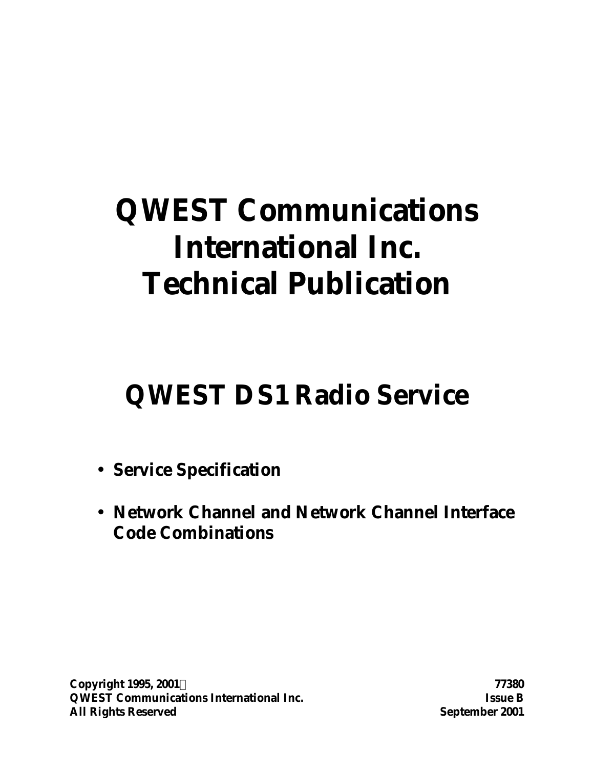# QWEST Communications International Inc. Technical Publication

## QWEST DS1 Radio Service

- **Service Specification**
- **Network Channel and Network Channel Interface Code Combinations**

**Copyright 1995, 2001©**
**QWEST Communications International Inc.**
**All Rights Reserved**

**77380**
**Issue B**
**September 2001**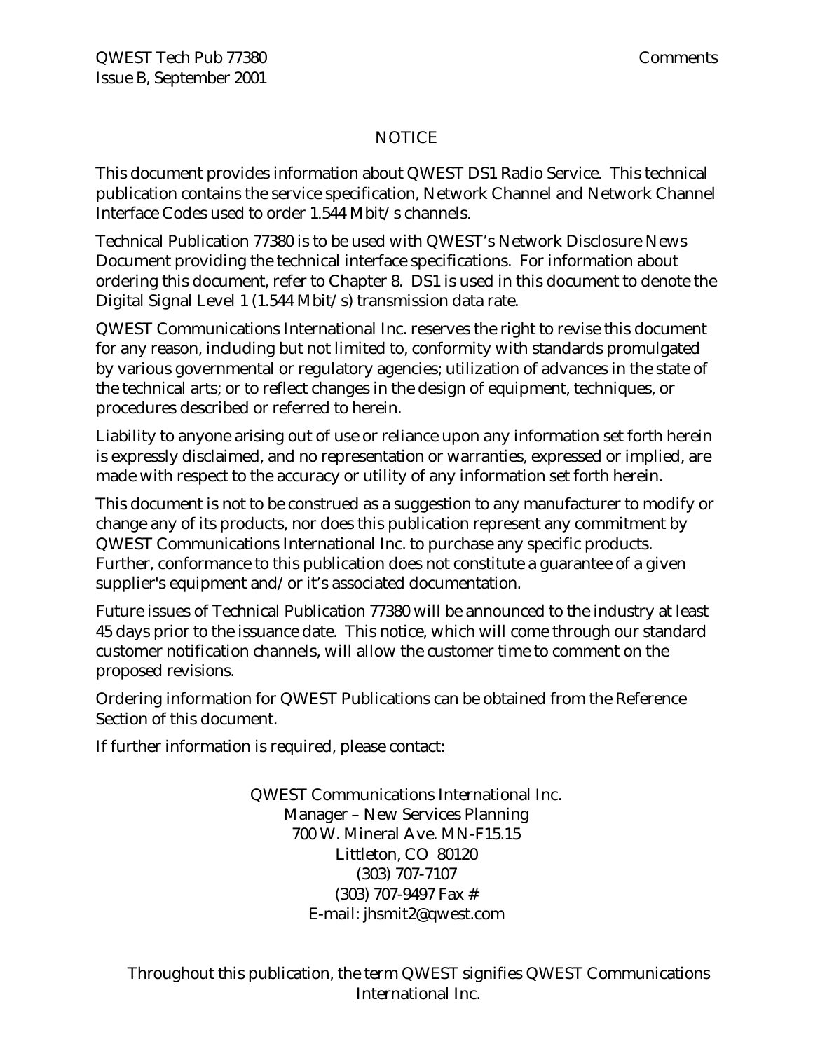## NOTICE

This document provides information about QWEST DS1 Radio Service. This technical publication contains the service specification, Network Channel and Network Channel Interface Codes used to order 1.544 Mbit/s channels.

Technical Publication 77380 is to be used with QWEST's Network Disclosure News Document providing the technical interface specifications. For information about ordering this document, refer to Chapter 8. DS1 is used in this document to denote the Digital Signal Level 1 (1.544 Mbit/s) transmission data rate.

QWEST Communications International Inc. reserves the right to revise this document for any reason, including but not limited to, conformity with standards promulgated by various governmental or regulatory agencies; utilization of advances in the state of the technical arts; or to reflect changes in the design of equipment, techniques, or procedures described or referred to herein.

Liability to anyone arising out of use or reliance upon any information set forth herein is expressly disclaimed, and no representation or warranties, expressed or implied, are made with respect to the accuracy or utility of any information set forth herein.

This document is not to be construed as a suggestion to any manufacturer to modify or change any of its products, nor does this publication represent any commitment by QWEST Communications International Inc. to purchase any specific products. Further, conformance to this publication does not constitute a guarantee of a given supplier's equipment and/or it's associated documentation.

Future issues of Technical Publication 77380 will be announced to the industry at least 45 days prior to the issuance date. This notice, which will come through our standard customer notification channels, will allow the customer time to comment on the proposed revisions.

Ordering information for QWEST Publications can be obtained from the Reference Section of this document.

If further information is required, please contact:

QWEST Communications International Inc.
Manager – New Services Planning
700 W. Mineral Ave. MN-F15.15
Littleton, CO 80120
(303) 707-7107
(303) 707-9497 Fax #
E-mail: jhsmit2@qwest.com

Throughout this publication, the term QWEST signifies QWEST Communications International Inc.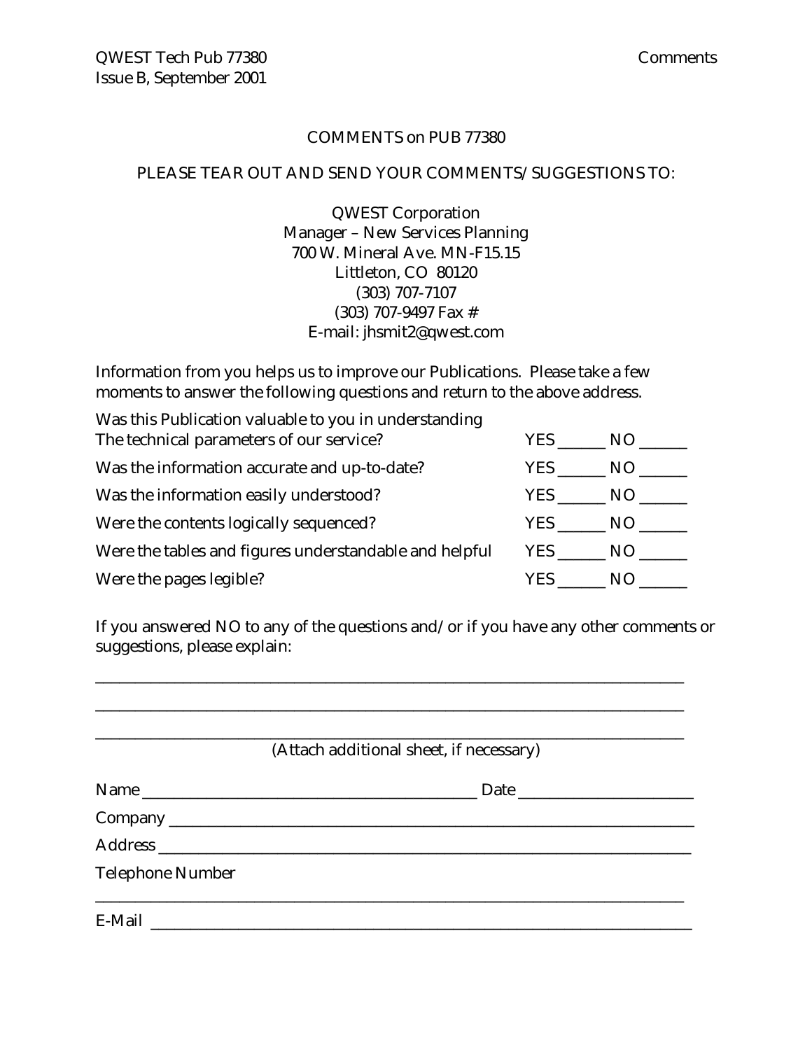# COMMENTS on PUB 77380

PLEASE TEAR OUT AND SEND YOUR COMMENTS/SUGGESTIONS TO:

QWEST Corporation
Manager – New Services Planning
700 W. Mineral Ave. MN-F15.15
Littleton, CO 80120
(303) 707-7107
(303) 707-9497 Fax #
E-mail: jhsmit2@qwest.com

Information from you helps us to improve our Publications. Please take a few moments to answer the following questions and return to the above address.

| | | |
|---|---|---|
| Was this Publication valuable to you in understanding The technical parameters of our service? | YES ______ | NO ______ |
| Was the information accurate and up-to-date? | YES ______ | NO ______ |
| Was the information easily understood? | YES ______ | NO ______ |
| Were the contents logically sequenced? | YES ______ | NO ______ |
| Were the tables and figures understandable and helpful | YES ______ | NO ______ |
| Were the pages legible? | YES ______ | NO ______ |

If you answered NO to any of the questions and/or if you have any other comments or suggestions, please explain:

_______________________________________________________________________________

_______________________________________________________________________________

_______________________________________________________________________________

(Attach additional sheet, if necessary)

Name ____________________________________________ Date _______________________

Company _______________________________________________________________________

Address _______________________________________________________________________

Telephone Number

_______________________________________________________________________________

E-Mail ________________________________________________________________________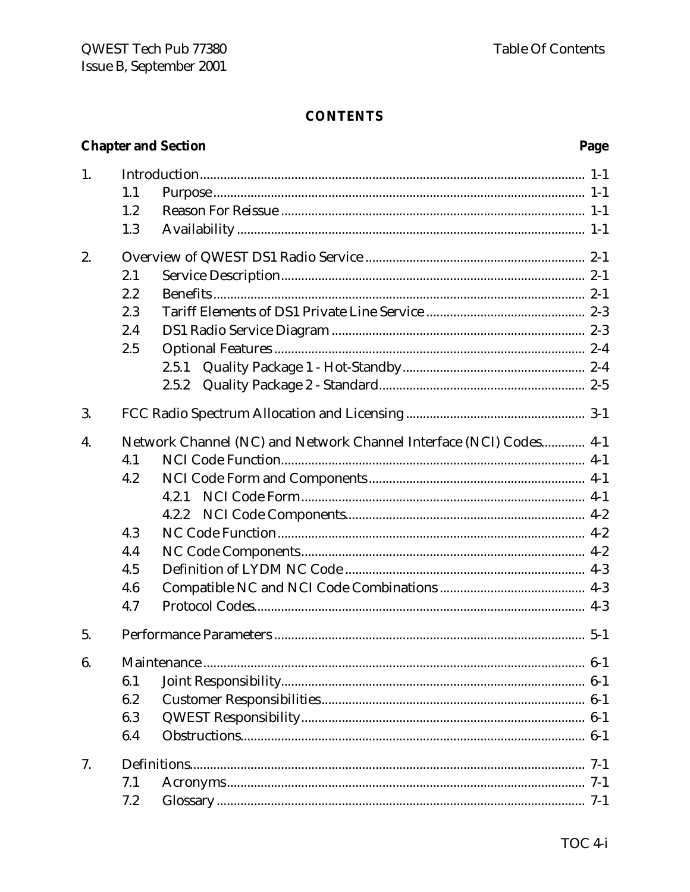# CONTENTS

| Chapter and Section | | | Page |
|---|---|---|---|
| 1. | Introduction | | 1-1 |
| | 1.1 | Purpose | 1-1 |
| | 1.2 | Reason For Reissue | 1-1 |
| | 1.3 | Availability | 1-1 |
| 2. | Overview of QWEST DS1 Radio Service | | 2-1 |
| | 2.1 | Service Description | 2-1 |
| | 2.2 | Benefits | 2-1 |
| | 2.3 | Tariff Elements of DS1 Private Line Service | 2-3 |
| | 2.4 | DS1 Radio Service Diagram | 2-3 |
| | 2.5 | Optional Features | 2-4 |
| | | 2.5.1 Quality Package 1 - Hot-Standby | 2-4 |
| | | 2.5.2 Quality Package 2 - Standard | 2-5 |
| 3. | FCC Radio Spectrum Allocation and Licensing | | 3-1 |
| 4. | Network Channel (NC) and Network Channel Interface (NCI) Codes | | 4-1 |
| | 4.1 | NCI Code Function | 4-1 |
| | 4.2 | NCI Code Form and Components | 4-1 |
| | | 4.2.1 NCI Code Form | 4-1 |
| | | 4.2.2 NCI Code Components | 4-2 |
| | 4.3 | NC Code Function | 4-2 |
| | 4.4 | NC Code Components | 4-2 |
| | 4.5 | Definition of LYDM NC Code | 4-3 |
| | 4.6 | Compatible NC and NCI Code Combinations | 4-3 |
| | 4.7 | Protocol Codes | 4-3 |
| 5. | Performance Parameters | | 5-1 |
| 6. | Maintenance | | 6-1 |
| | 6.1 | Joint Responsibility | 6-1 |
| | 6.2 | Customer Responsibilities | 6-1 |
| | 6.3 | QWEST Responsibility | 6-1 |
| | 6.4 | Obstructions | 6-1 |
| 7. | Definitions | | 7-1 |
| | 7.1 | Acronyms | 7-1 |
| | 7.2 | Glossary | 7-1 |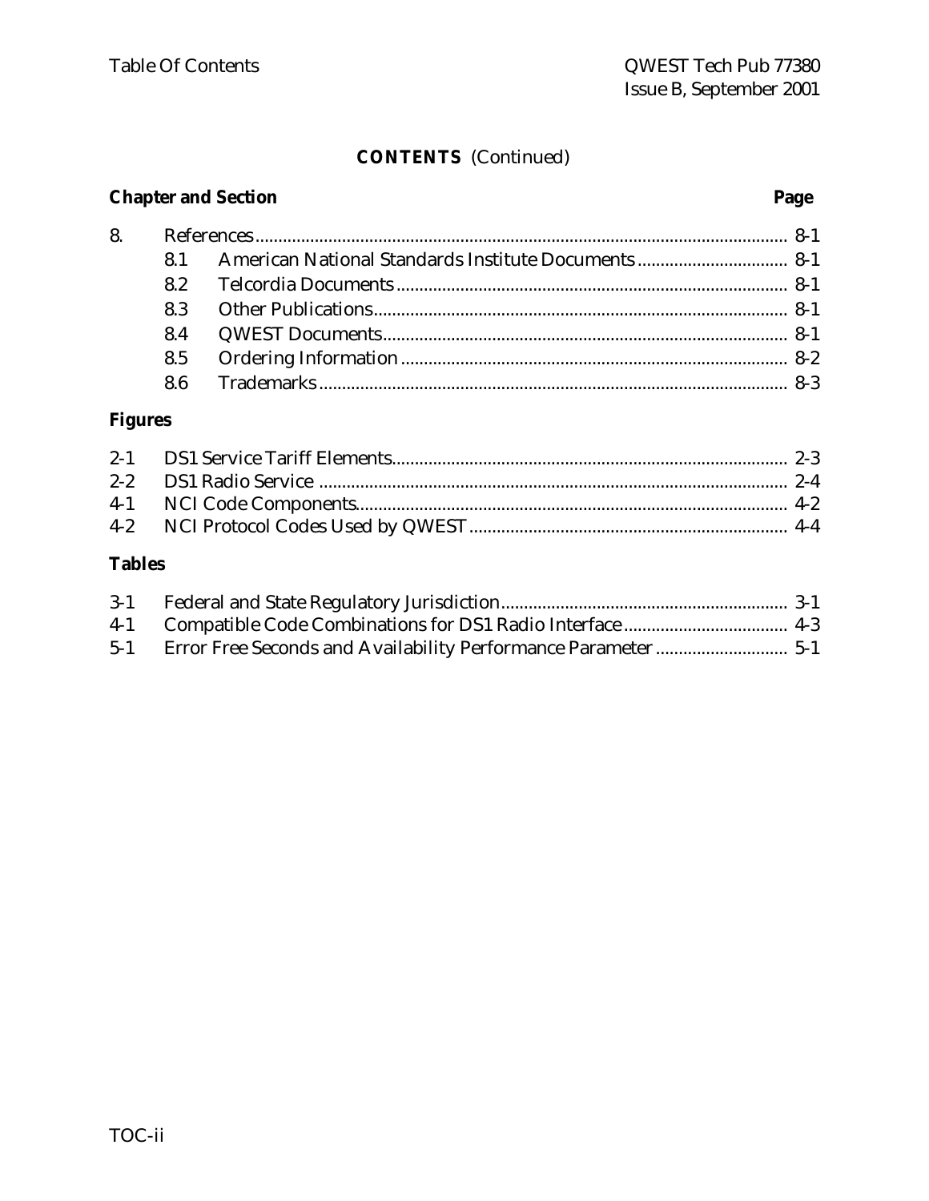**CONTENTS** (Continued)

| Chapter and Section | | Page |
|---|---|---|
| 8. | References | 8-1 |
| | 8.1 American National Standards Institute Documents | 8-1 |
| | 8.2 Telcordia Documents | 8-1 |
| | 8.3 Other Publications | 8-1 |
| | 8.4 QWEST Documents | 8-1 |
| | 8.5 Ordering Information | 8-2 |
| | 8.6 Trademarks | 8-3 |

**Figures**

| | | |
|---|---|---|
| 2-1 | DS1 Service Tariff Elements | 2-3 |
| 2-2 | DS1 Radio Service | 2-4 |
| 4-1 | NCI Code Components | 4-2 |
| 4-2 | NCI Protocol Codes Used by QWEST | 4-4 |

**Tables**

| | | |
|---|---|---|
| 3-1 | Federal and State Regulatory Jurisdiction | 3-1 |
| 4-1 | Compatible Code Combinations for DS1 Radio Interface | 4-3 |
| 5-1 | Error Free Seconds and Availability Performance Parameter | 5-1 |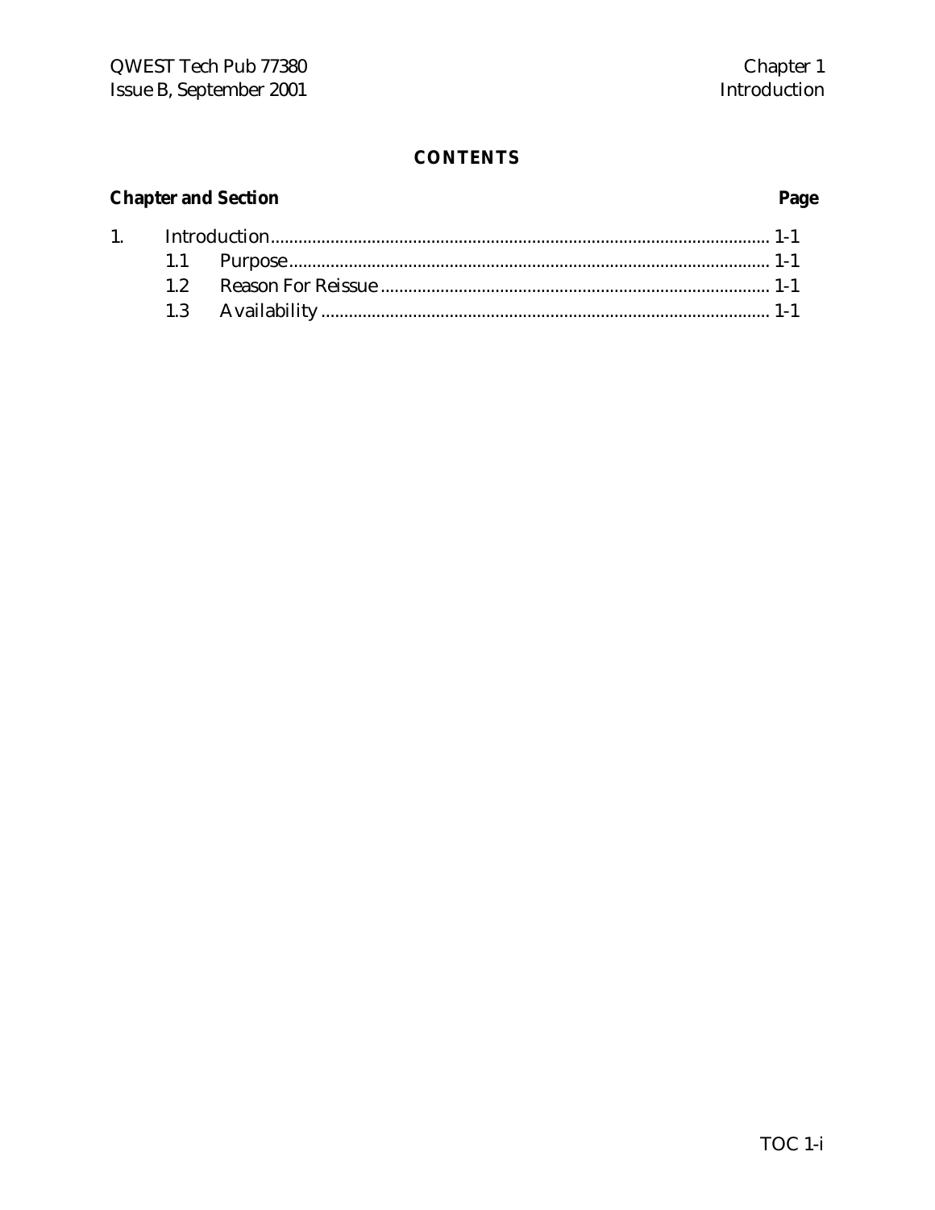**CONTENTS**

| Chapter and Section | | Page |
|---|---|---|
| 1. | Introduction | 1-1 |
| | 1.1 Purpose | 1-1 |
| | 1.2 Reason For Reissue | 1-1 |
| | 1.3 Availability | 1-1 |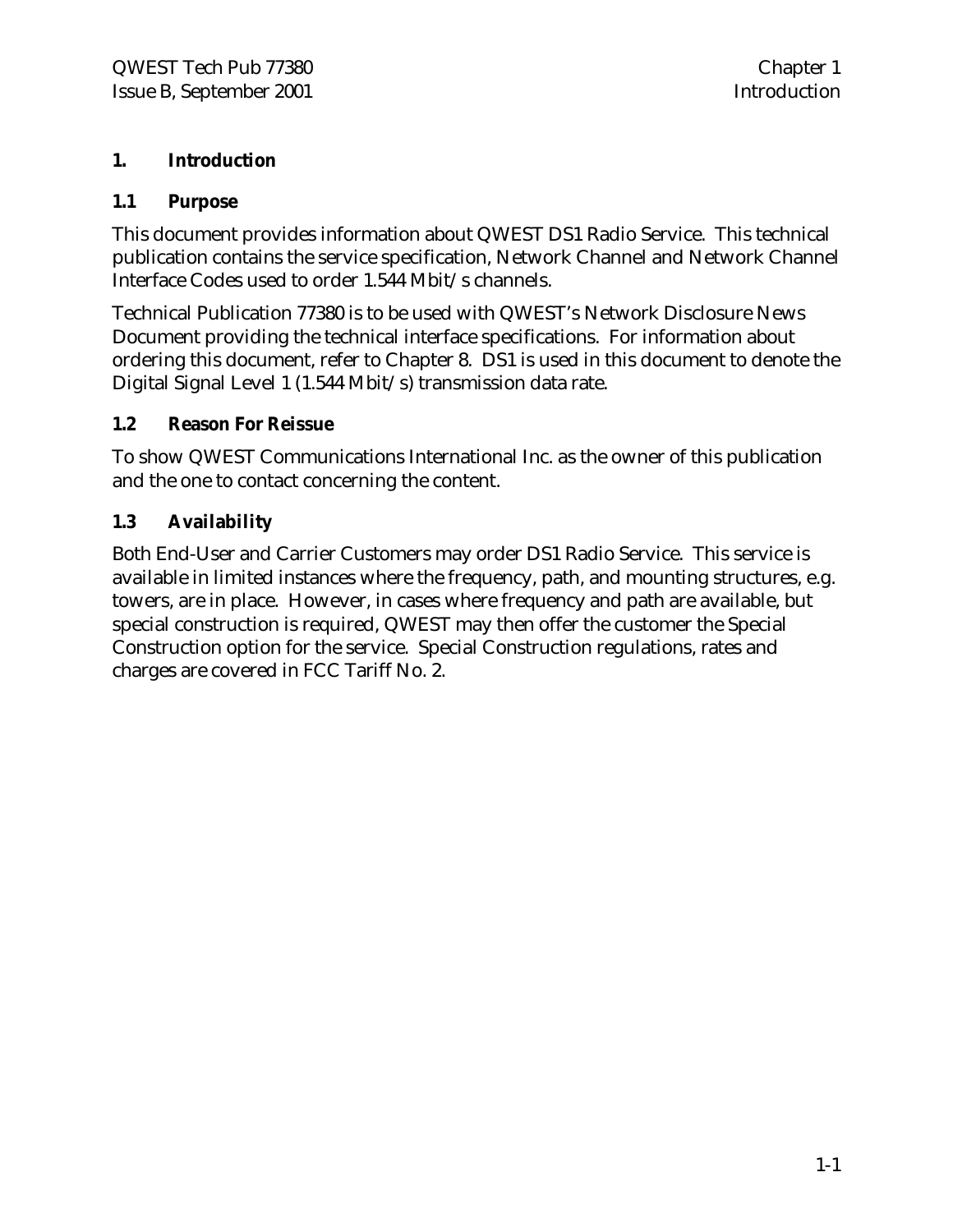# 1. Introduction

## 1.1 Purpose

This document provides information about QWEST DS1 Radio Service. This technical publication contains the service specification, Network Channel and Network Channel Interface Codes used to order 1.544 Mbit/s channels.

Technical Publication 77380 is to be used with QWEST's Network Disclosure News Document providing the technical interface specifications. For information about ordering this document, refer to Chapter 8. DS1 is used in this document to denote the Digital Signal Level 1 (1.544 Mbit/s) transmission data rate.

## 1.2 Reason For Reissue

To show QWEST Communications International Inc. as the owner of this publication and the one to contact concerning the content.

## 1.3 Availability

Both End-User and Carrier Customers may order DS1 Radio Service. This service is available in limited instances where the frequency, path, and mounting structures, e.g. towers, are in place. However, in cases where frequency and path are available, but special construction is required, QWEST may then offer the customer the Special Construction option for the service. Special Construction regulations, rates and charges are covered in FCC Tariff No. 2.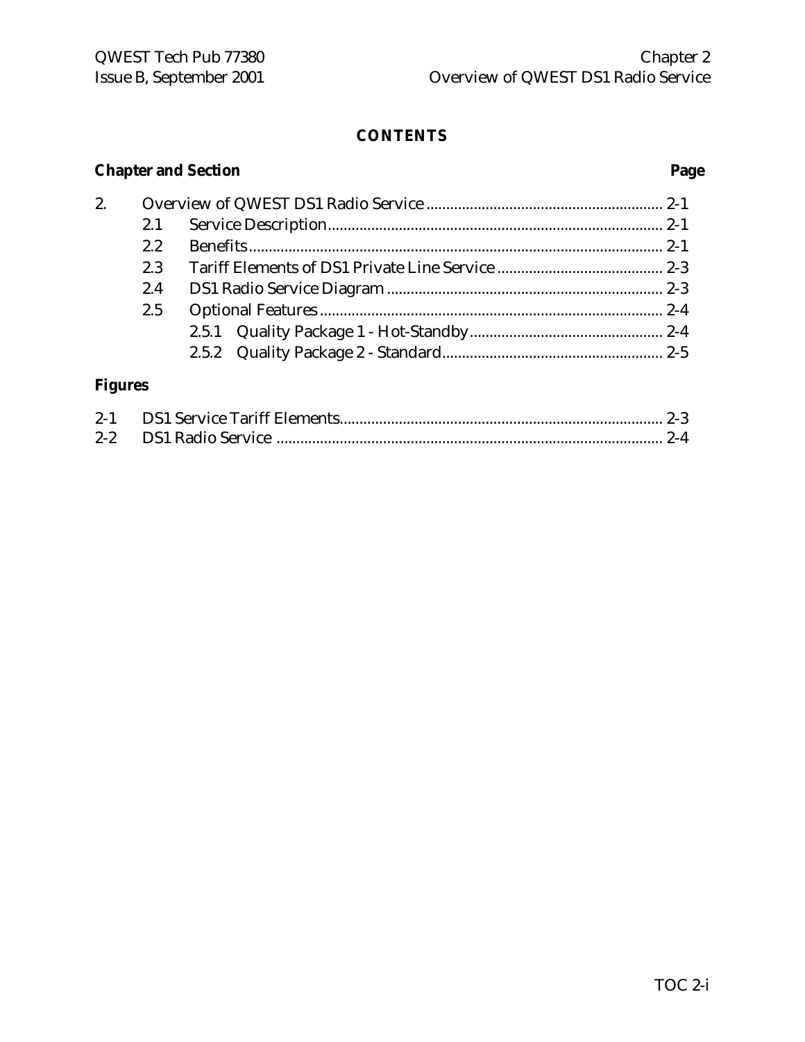**CONTENTS**

| Chapter and Section | | | Page |
|---|---|---|---|
| 2. | Overview of QWEST DS1 Radio Service | | 2-1 |
| | 2.1 | Service Description | 2-1 |
| | 2.2 | Benefits | 2-1 |
| | 2.3 | Tariff Elements of DS1 Private Line Service | 2-3 |
| | 2.4 | DS1 Radio Service Diagram | 2-3 |
| | 2.5 | Optional Features | 2-4 |
| | | 2.5.1 Quality Package 1 - Hot-Standby | 2-4 |
| | | 2.5.2 Quality Package 2 - Standard | 2-5 |

**Figures**

| | | |
|---|---|---|
| 2-1 | DS1 Service Tariff Elements | 2-3 |
| 2-2 | DS1 Radio Service | 2-4 |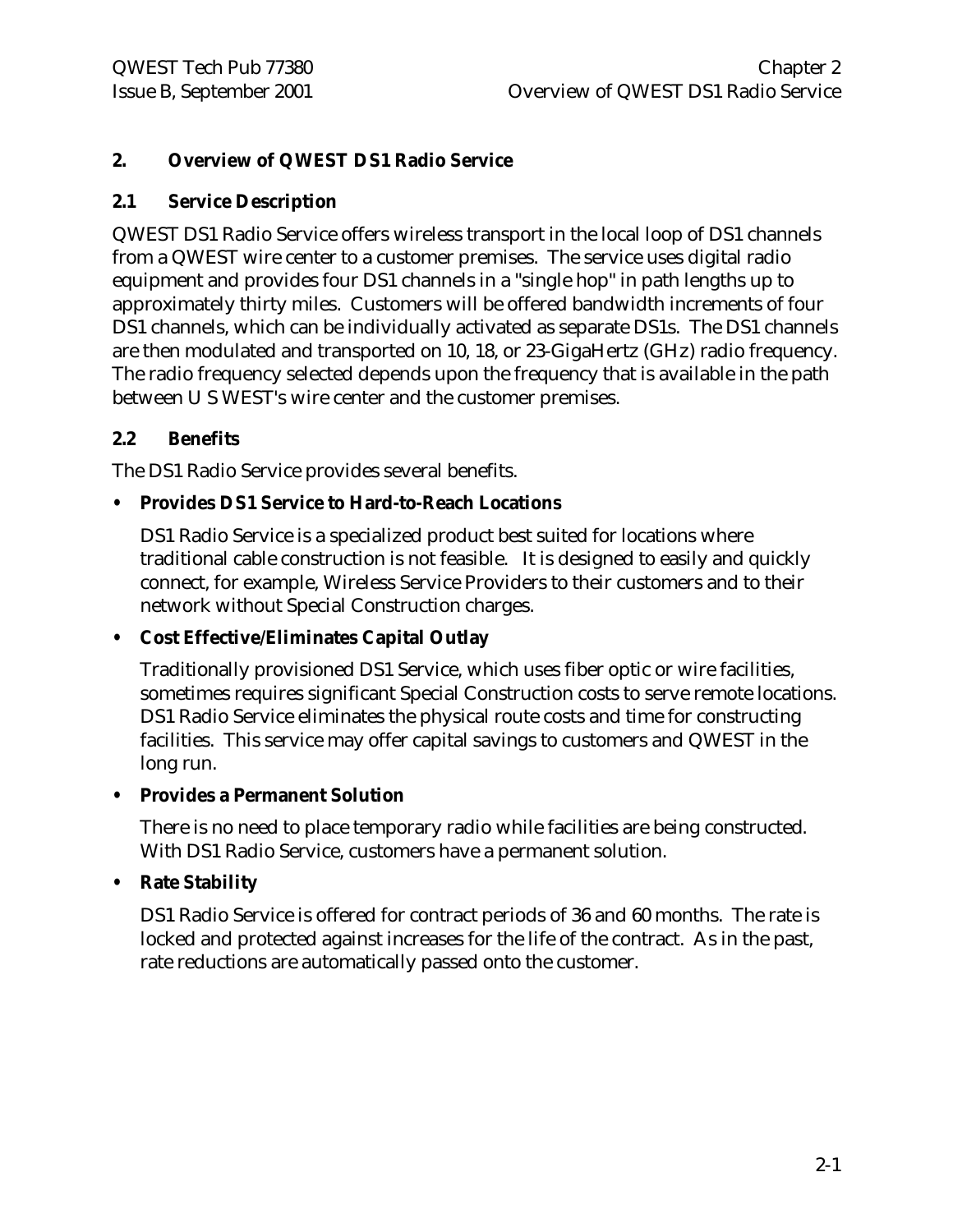# 2. Overview of QWEST DS1 Radio Service

## 2.1 Service Description

QWEST DS1 Radio Service offers wireless transport in the local loop of DS1 channels from a QWEST wire center to a customer premises. The service uses digital radio equipment and provides four DS1 channels in a "single hop" in path lengths up to approximately thirty miles. Customers will be offered bandwidth increments of four DS1 channels, which can be individually activated as separate DS1s. The DS1 channels are then modulated and transported on 10, 18, or 23-GigaHertz (GHz) radio frequency. The radio frequency selected depends upon the frequency that is available in the path between U S WEST's wire center and the customer premises.

## 2.2 Benefits

The DS1 Radio Service provides several benefits.

- **Provides DS1 Service to Hard-to-Reach Locations**

  DS1 Radio Service is a specialized product best suited for locations where traditional cable construction is not feasible. It is designed to easily and quickly connect, for example, Wireless Service Providers to their customers and to their network without Special Construction charges.

- **Cost Effective/Eliminates Capital Outlay**

  Traditionally provisioned DS1 Service, which uses fiber optic or wire facilities, sometimes requires significant Special Construction costs to serve remote locations. DS1 Radio Service eliminates the physical route costs and time for constructing facilities. This service may offer capital savings to customers and QWEST in the long run.

- **Provides a Permanent Solution**

  There is no need to place temporary radio while facilities are being constructed. With DS1 Radio Service, customers have a permanent solution.

- **Rate Stability**

  DS1 Radio Service is offered for contract periods of 36 and 60 months. The rate is locked and protected against increases for the life of the contract. As in the past, rate reductions are automatically passed onto the customer.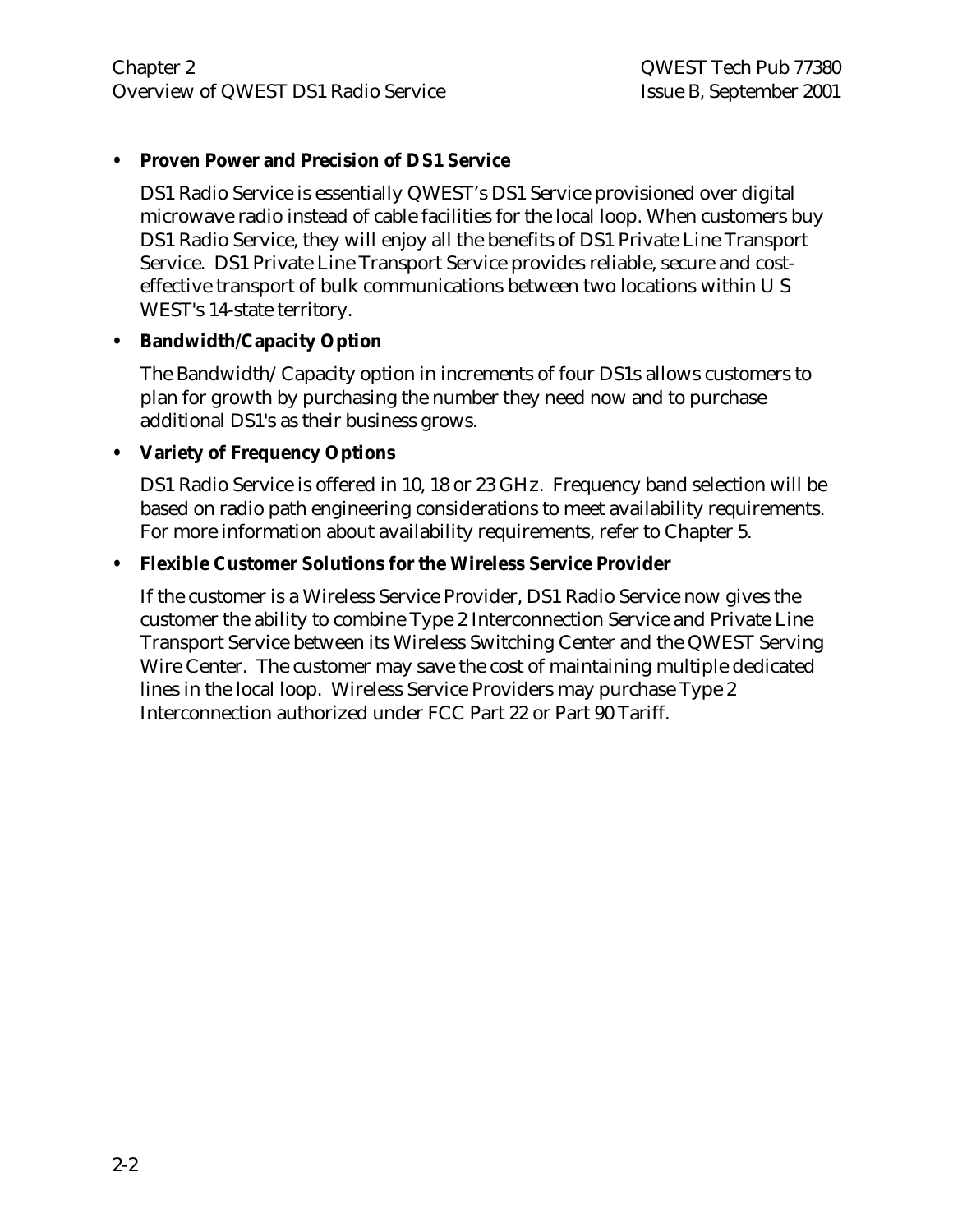- **Proven Power and Precision of DS1 Service**

  DS1 Radio Service is essentially QWEST's DS1 Service provisioned over digital microwave radio instead of cable facilities for the local loop. When customers buy DS1 Radio Service, they will enjoy all the benefits of DS1 Private Line Transport Service. DS1 Private Line Transport Service provides reliable, secure and cost-effective transport of bulk communications between two locations within U S WEST's 14-state territory.

- **Bandwidth/Capacity Option**

  The Bandwidth/ Capacity option in increments of four DS1s allows customers to plan for growth by purchasing the number they need now and to purchase additional DS1's as their business grows.

- **Variety of Frequency Options**

  DS1 Radio Service is offered in 10, 18 or 23 GHz. Frequency band selection will be based on radio path engineering considerations to meet availability requirements. For more information about availability requirements, refer to Chapter 5.

- **Flexible Customer Solutions for the Wireless Service Provider**

  If the customer is a Wireless Service Provider, DS1 Radio Service now gives the customer the ability to combine Type 2 Interconnection Service and Private Line Transport Service between its Wireless Switching Center and the QWEST Serving Wire Center. The customer may save the cost of maintaining multiple dedicated lines in the local loop. Wireless Service Providers may purchase Type 2 Interconnection authorized under FCC Part 22 or Part 90 Tariff.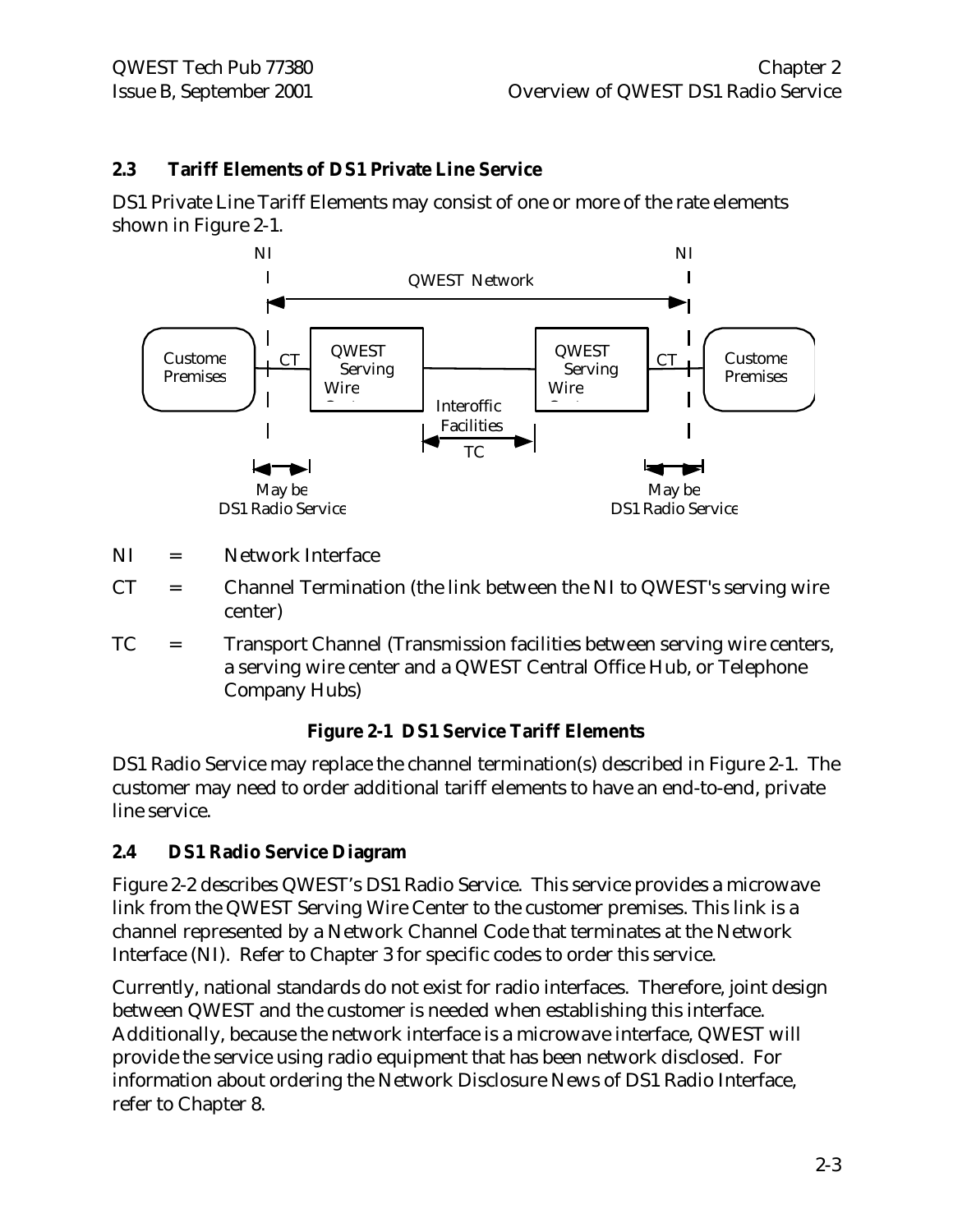## 2.3 Tariff Elements of DS1 Private Line Service

DS1 Private Line Tariff Elements may consist of one or more of the rate elements shown in Figure 2-1.

NI = Network Interface

CT = Channel Termination (the link between the NI to QWEST's serving wire center)

TC = Transport Channel (Transmission facilities between serving wire centers, a serving wire center and a QWEST Central Office Hub, or Telephone Company Hubs)

**Figure 2-1 DS1 Service Tariff Elements**

DS1 Radio Service may replace the channel termination(s) described in Figure 2-1. The customer may need to order additional tariff elements to have an end-to-end, private line service.

## 2.4 DS1 Radio Service Diagram

Figure 2-2 describes QWEST's DS1 Radio Service. This service provides a microwave link from the QWEST Serving Wire Center to the customer premises. This link is a channel represented by a Network Channel Code that terminates at the Network Interface (NI). Refer to Chapter 3 for specific codes to order this service.

Currently, national standards do not exist for radio interfaces. Therefore, joint design between QWEST and the customer is needed when establishing this interface. Additionally, because the network interface is a microwave interface, QWEST will provide the service using radio equipment that has been network disclosed. For information about ordering the Network Disclosure News of DS1 Radio Interface, refer to Chapter 8.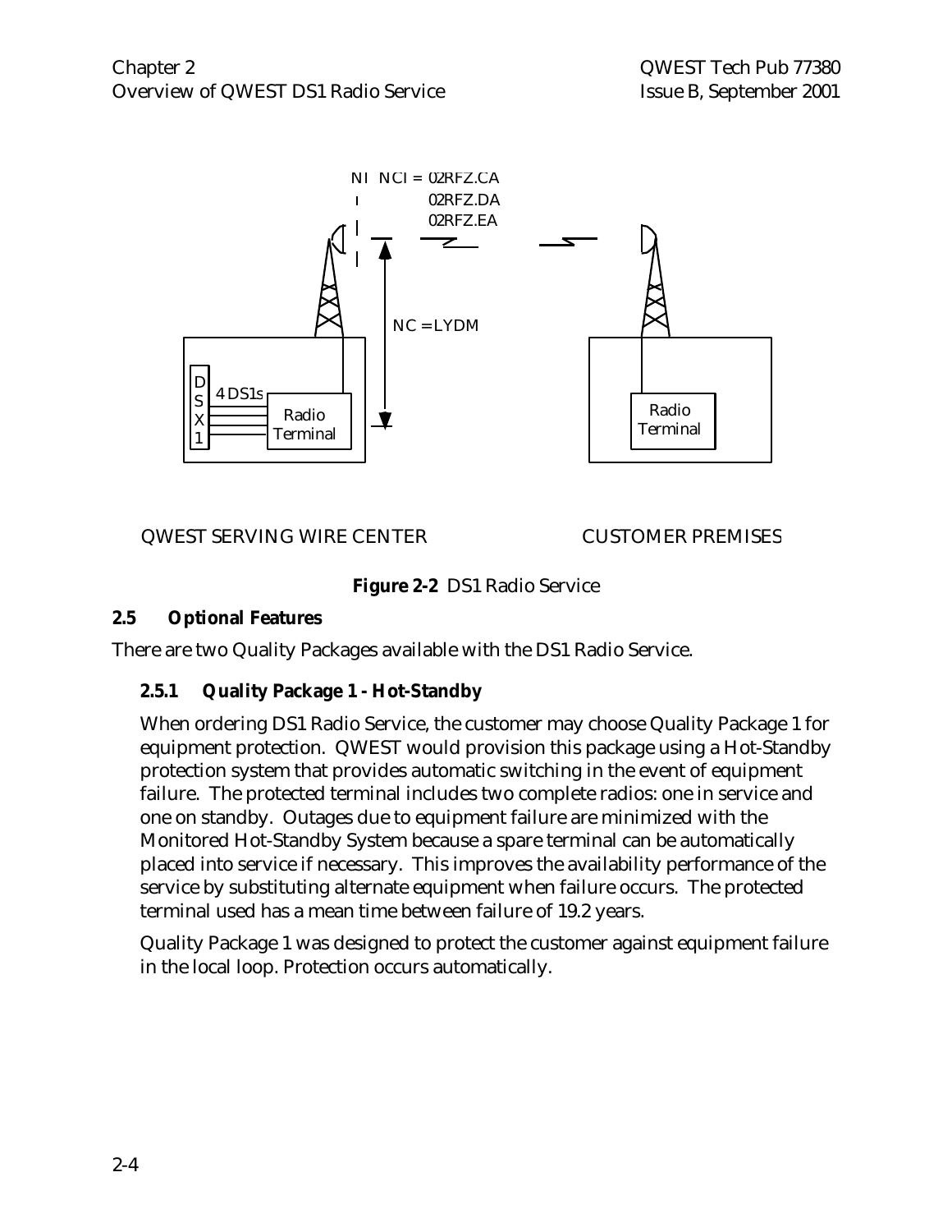NI NCI = 02RFZ.CA
02RFZ.DA
02RFZ.EA

NC = LYDM

DSX1 — 4 DS1s — Radio Terminal

Radio Terminal

QWEST SERVING WIRE CENTER

CUSTOMER PREMISES

**Figure 2-2** DS1 Radio Service

## 2.5 Optional Features

There are two Quality Packages available with the DS1 Radio Service.

### 2.5.1 Quality Package 1 - Hot-Standby

When ordering DS1 Radio Service, the customer may choose Quality Package 1 for equipment protection. QWEST would provision this package using a Hot-Standby protection system that provides automatic switching in the event of equipment failure. The protected terminal includes two complete radios: one in service and one on standby. Outages due to equipment failure are minimized with the Monitored Hot-Standby System because a spare terminal can be automatically placed into service if necessary. This improves the availability performance of the service by substituting alternate equipment when failure occurs. The protected terminal used has a mean time between failure of 19.2 years.

Quality Package 1 was designed to protect the customer against equipment failure in the local loop. Protection occurs automatically.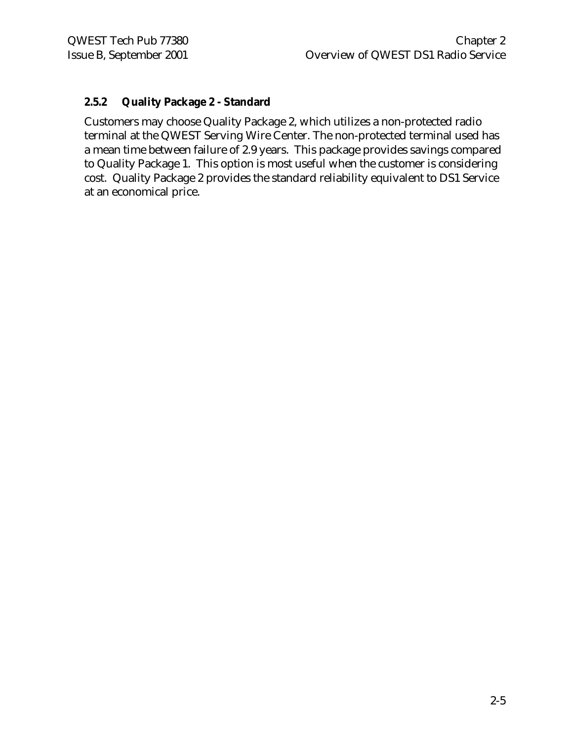### 2.5.2 Quality Package 2 - Standard

Customers may choose Quality Package 2, which utilizes a non-protected radio terminal at the QWEST Serving Wire Center. The non-protected terminal used has a mean time between failure of 2.9 years. This package provides savings compared to Quality Package 1. This option is most useful when the customer is considering cost. Quality Package 2 provides the standard reliability equivalent to DS1 Service at an economical price.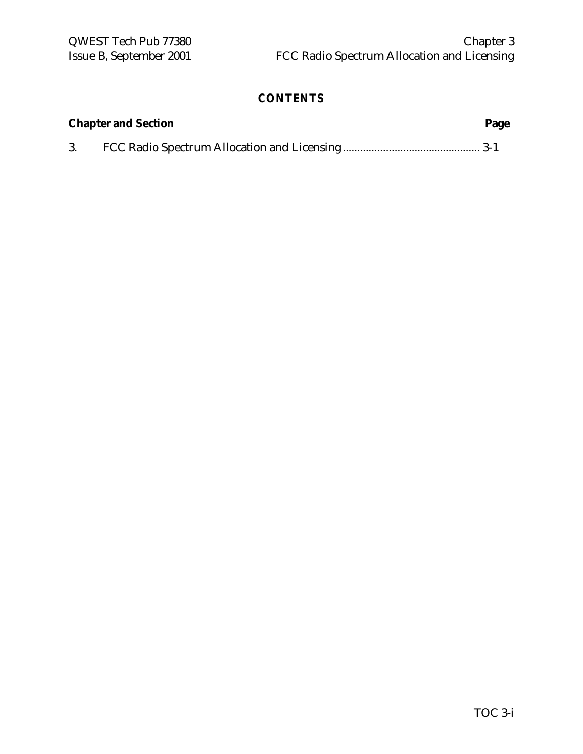## CONTENTS

| Chapter and Section | | Page |
|---|---|---|
| 3. | FCC Radio Spectrum Allocation and Licensing | 3-1 |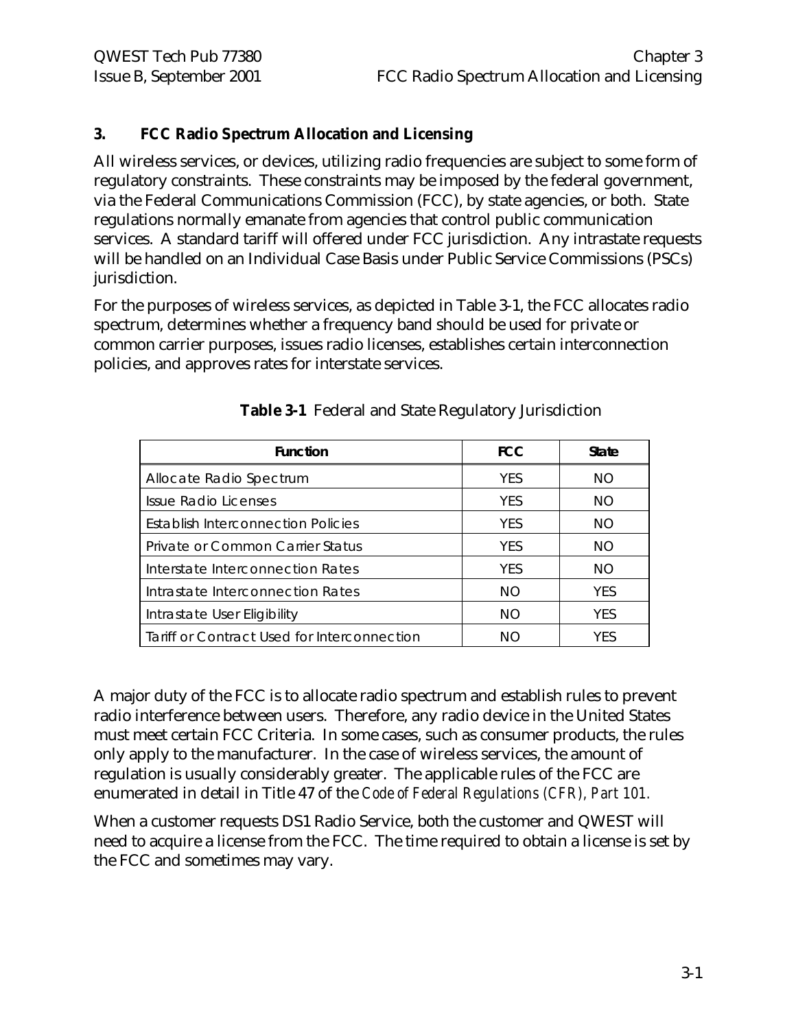# 3. FCC Radio Spectrum Allocation and Licensing

All wireless services, or devices, utilizing radio frequencies are subject to some form of regulatory constraints. These constraints may be imposed by the federal government, via the Federal Communications Commission (FCC), by state agencies, or both. State regulations normally emanate from agencies that control public communication services. A standard tariff will offered under FCC jurisdiction. Any intrastate requests will be handled on an Individual Case Basis under Public Service Commissions (PSCs) jurisdiction.

For the purposes of wireless services, as depicted in Table 3-1, the FCC allocates radio spectrum, determines whether a frequency band should be used for private or common carrier purposes, issues radio licenses, establishes certain interconnection policies, and approves rates for interstate services.

**Table 3-1** Federal and State Regulatory Jurisdiction

| Function | FCC | State |
|---|---|---|
| Allocate Radio Spectrum | YES | NO |
| Issue Radio Licenses | YES | NO |
| Establish Interconnection Policies | YES | NO |
| Private or Common Carrier Status | YES | NO |
| Interstate Interconnection Rates | YES | NO |
| Intrastate Interconnection Rates | NO | YES |
| Intrastate User Eligibility | NO | YES |
| Tariff or Contract Used for Interconnection | NO | YES |

A major duty of the FCC is to allocate radio spectrum and establish rules to prevent radio interference between users. Therefore, any radio device in the United States must meet certain FCC Criteria. In some cases, such as consumer products, the rules only apply to the manufacturer. In the case of wireless services, the amount of regulation is usually considerably greater. The applicable rules of the FCC are enumerated in detail in Title 47 of the *Code of Federal Regulations (CFR), Part 101.*

When a customer requests DS1 Radio Service, both the customer and QWEST will need to acquire a license from the FCC. The time required to obtain a license is set by the FCC and sometimes may vary.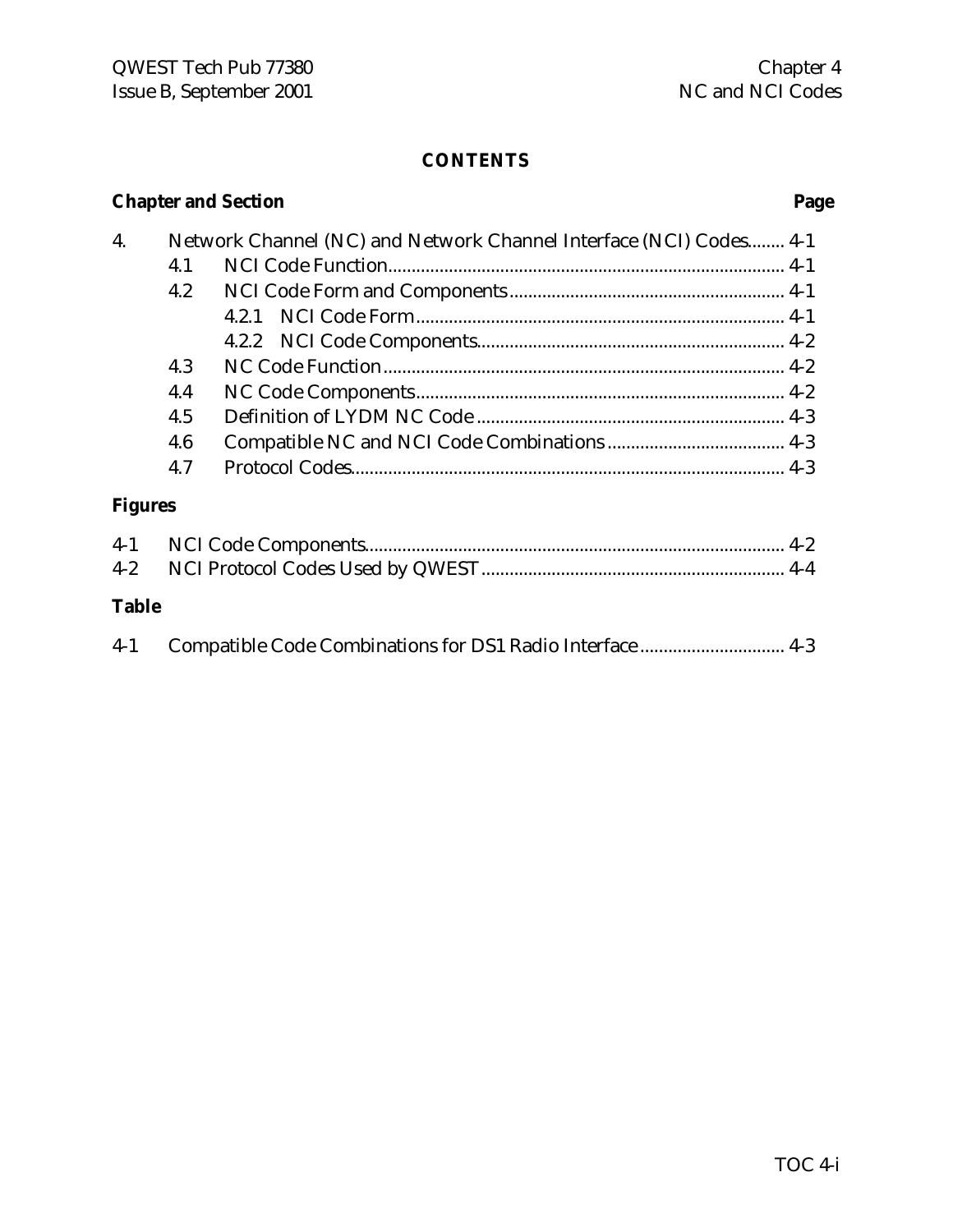# CONTENTS

| Chapter and Section | | | Page |
|---|---|---|---|
| 4. | Network Channel (NC) and Network Channel Interface (NCI) Codes | | 4-1 |
| | 4.1 | NCI Code Function | 4-1 |
| | 4.2 | NCI Code Form and Components | 4-1 |
| | | 4.2.1 NCI Code Form | 4-1 |
| | | 4.2.2 NCI Code Components | 4-2 |
| | 4.3 | NC Code Function | 4-2 |
| | 4.4 | NC Code Components | 4-2 |
| | 4.5 | Definition of LYDM NC Code | 4-3 |
| | 4.6 | Compatible NC and NCI Code Combinations | 4-3 |
| | 4.7 | Protocol Codes | 4-3 |

**Figures**

| | | |
|---|---|---|
| 4-1 | NCI Code Components | 4-2 |
| 4-2 | NCI Protocol Codes Used by QWEST | 4-4 |

**Table**

| | | |
|---|---|---|
| 4-1 | Compatible Code Combinations for DS1 Radio Interface | 4-3 |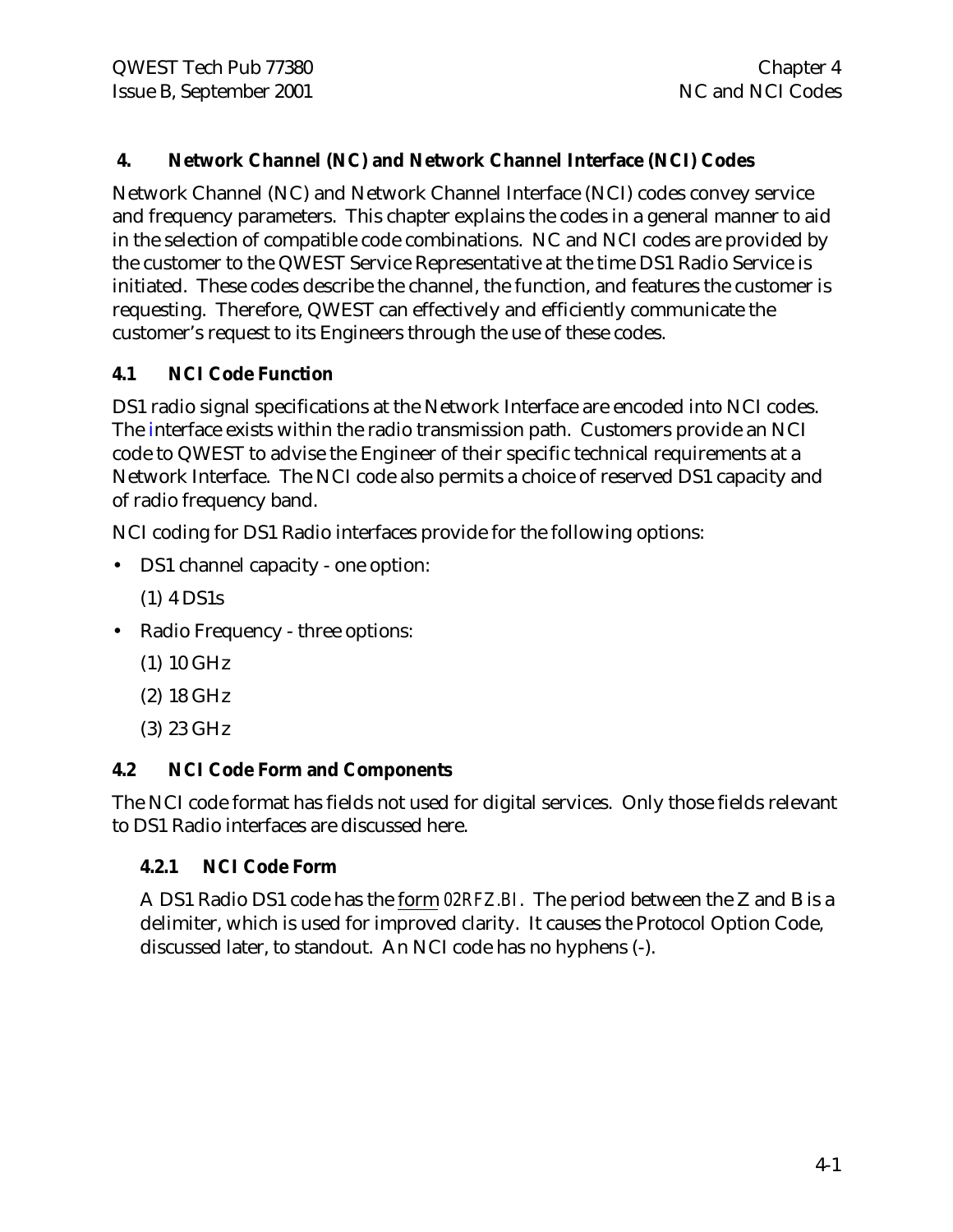## 4. Network Channel (NC) and Network Channel Interface (NCI) Codes

Network Channel (NC) and Network Channel Interface (NCI) codes convey service and frequency parameters. This chapter explains the codes in a general manner to aid in the selection of compatible code combinations. NC and NCI codes are provided by the customer to the QWEST Service Representative at the time DS1 Radio Service is initiated. These codes describe the channel, the function, and features the customer is requesting. Therefore, QWEST can effectively and efficiently communicate the customer's request to its Engineers through the use of these codes.

### 4.1 NCI Code Function

DS1 radio signal specifications at the Network Interface are encoded into NCI codes. The interface exists within the radio transmission path. Customers provide an NCI code to QWEST to advise the Engineer of their specific technical requirements at a Network Interface. The NCI code also permits a choice of reserved DS1 capacity and of radio frequency band.

NCI coding for DS1 Radio interfaces provide for the following options:

- DS1 channel capacity - one option:

  (1) 4 DS1s

- Radio Frequency - three options:

  (1) 10 GHz

  (2) 18 GHz

  (3) 23 GHz

### 4.2 NCI Code Form and Components

The NCI code format has fields not used for digital services. Only those fields relevant to DS1 Radio interfaces are discussed here.

#### 4.2.1 NCI Code Form

A DS1 Radio DS1 code has the form *02RFZ.BI*. The period between the Z and B is a delimiter, which is used for improved clarity. It causes the Protocol Option Code, discussed later, to standout. An NCI code has no hyphens (-).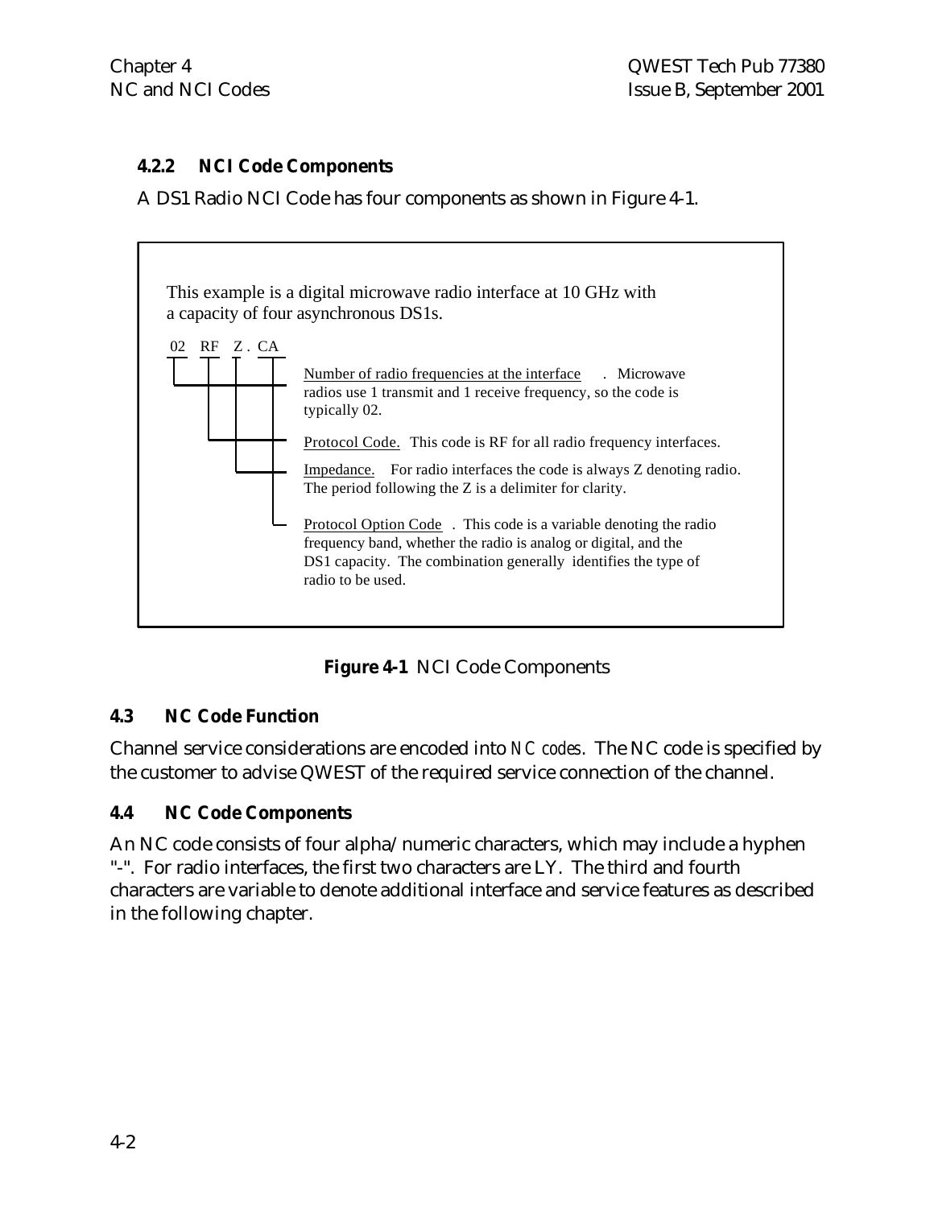### 4.2.2 NCI Code Components

A DS1 Radio NCI Code has four components as shown in Figure 4-1.

This example is a digital microwave radio interface at 10 GHz with a capacity of four asynchronous DS1s.

```
02  RF  Z . CA
```

- **02** — Number of radio frequencies at the interface. Microwave radios use 1 transmit and 1 receive frequency, so the code is typically 02.
- **RF** — Protocol Code. This code is RF for all radio frequency interfaces.
- **Z** — Impedance. For radio interfaces the code is always Z denoting radio. The period following the Z is a delimiter for clarity.
- **CA** — Protocol Option Code. This code is a variable denoting the radio frequency band, whether the radio is analog or digital, and the DS1 capacity. The combination generally identifies the type of radio to be used.

**Figure 4-1** NCI Code Components

## 4.3 NC Code Function

Channel service considerations are encoded into *NC codes*. The NC code is specified by the customer to advise QWEST of the required service connection of the channel.

## 4.4 NC Code Components

An NC code consists of four alpha/numeric characters, which may include a hyphen "-". For radio interfaces, the first two characters are LY. The third and fourth characters are variable to denote additional interface and service features as described in the following chapter.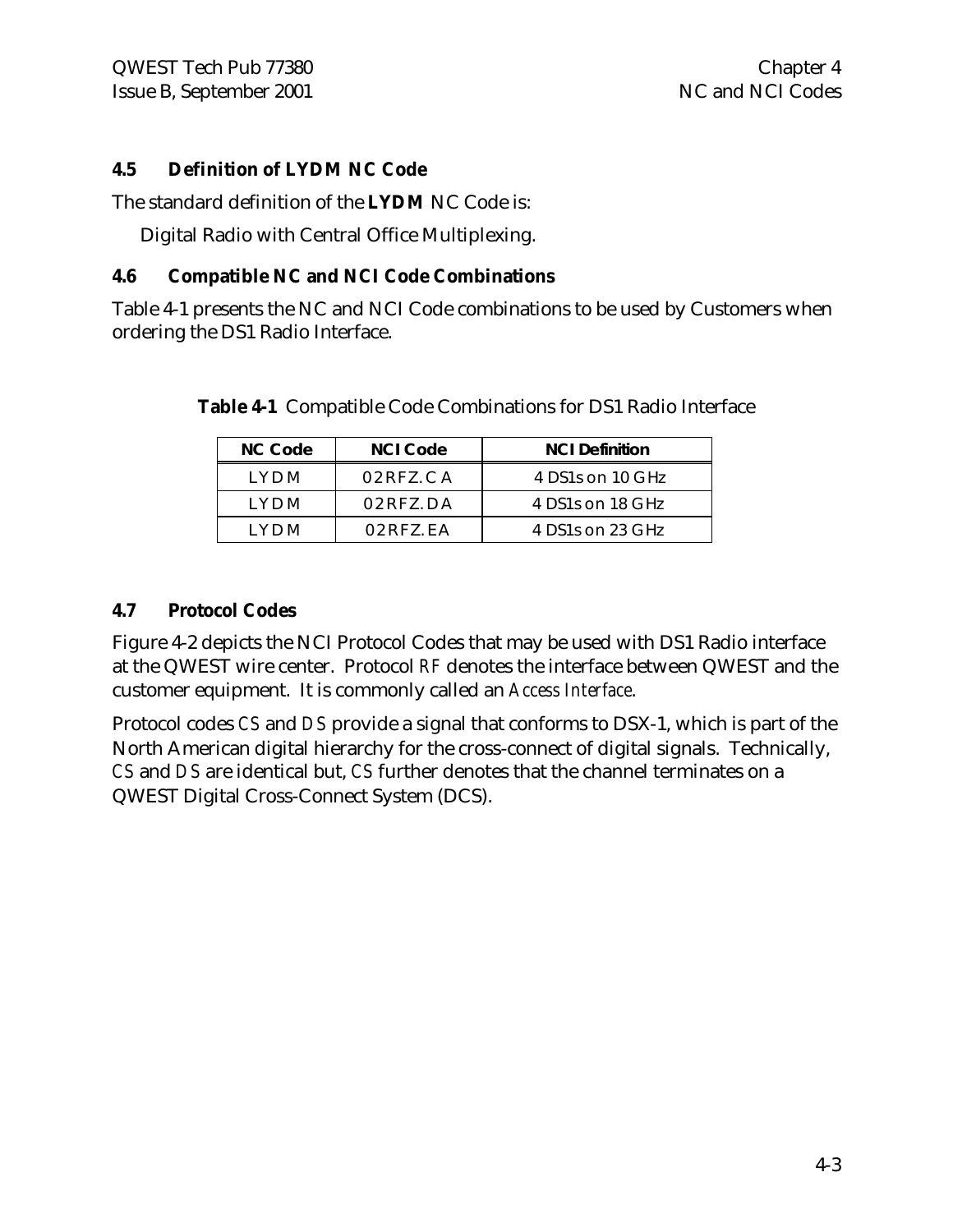### 4.5 Definition of LYDM NC Code

The standard definition of the **LYDM** NC Code is:

Digital Radio with Central Office Multiplexing.

### 4.6 Compatible NC and NCI Code Combinations

Table 4-1 presents the NC and NCI Code combinations to be used by Customers when ordering the DS1 Radio Interface.

**Table 4-1** Compatible Code Combinations for DS1 Radio Interface

| NC Code | NCI Code | NCI Definition |
|---|---|---|
| LYDM | 02RFZ.CA | 4 DS1s on 10 GHz |
| LYDM | 02RFZ.DA | 4 DS1s on 18 GHz |
| LYDM | 02RFZ.EA | 4 DS1s on 23 GHz |

### 4.7 Protocol Codes

Figure 4-2 depicts the NCI Protocol Codes that may be used with DS1 Radio interface at the QWEST wire center. Protocol *RF* denotes the interface between QWEST and the customer equipment. It is commonly called an *Access Interface*.

Protocol codes *CS* and *DS* provide a signal that conforms to DSX-1, which is part of the North American digital hierarchy for the cross-connect of digital signals. Technically, *CS* and *DS* are identical but, *CS* further denotes that the channel terminates on a QWEST Digital Cross-Connect System (DCS).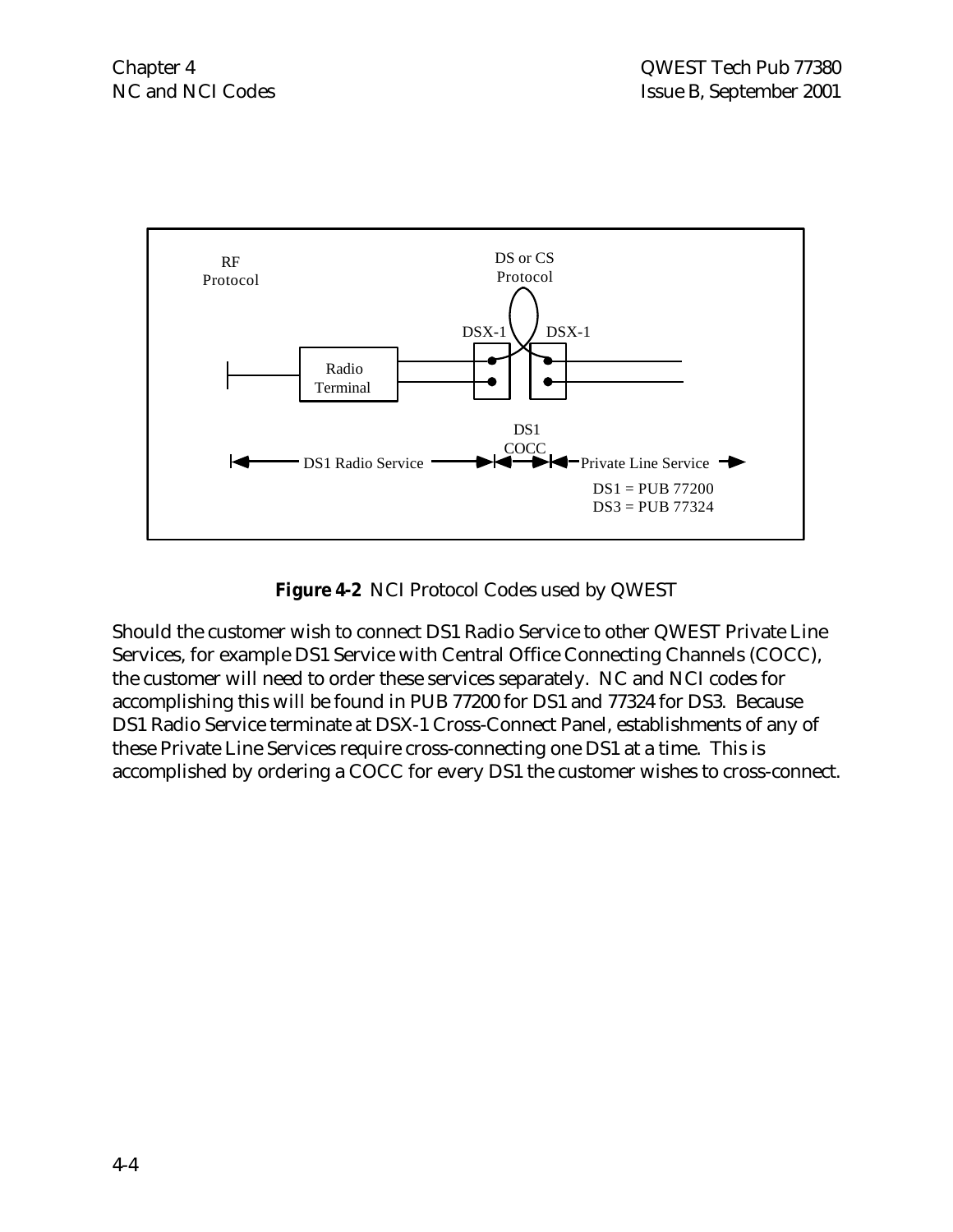RF Protocol

DS or CS Protocol

DSX-1 DSX-1

Radio Terminal

DS1 COCC

DS1 Radio Service

Private Line Service

DS1 = PUB 77200
DS3 = PUB 77324

**Figure 4-2** NCI Protocol Codes used by QWEST

Should the customer wish to connect DS1 Radio Service to other QWEST Private Line Services, for example DS1 Service with Central Office Connecting Channels (COCC), the customer will need to order these services separately. NC and NCI codes for accomplishing this will be found in PUB 77200 for DS1 and 77324 for DS3. Because DS1 Radio Service terminate at DSX-1 Cross-Connect Panel, establishments of any of these Private Line Services require cross-connecting one DS1 at a time. This is accomplished by ordering a COCC for every DS1 the customer wishes to cross-connect.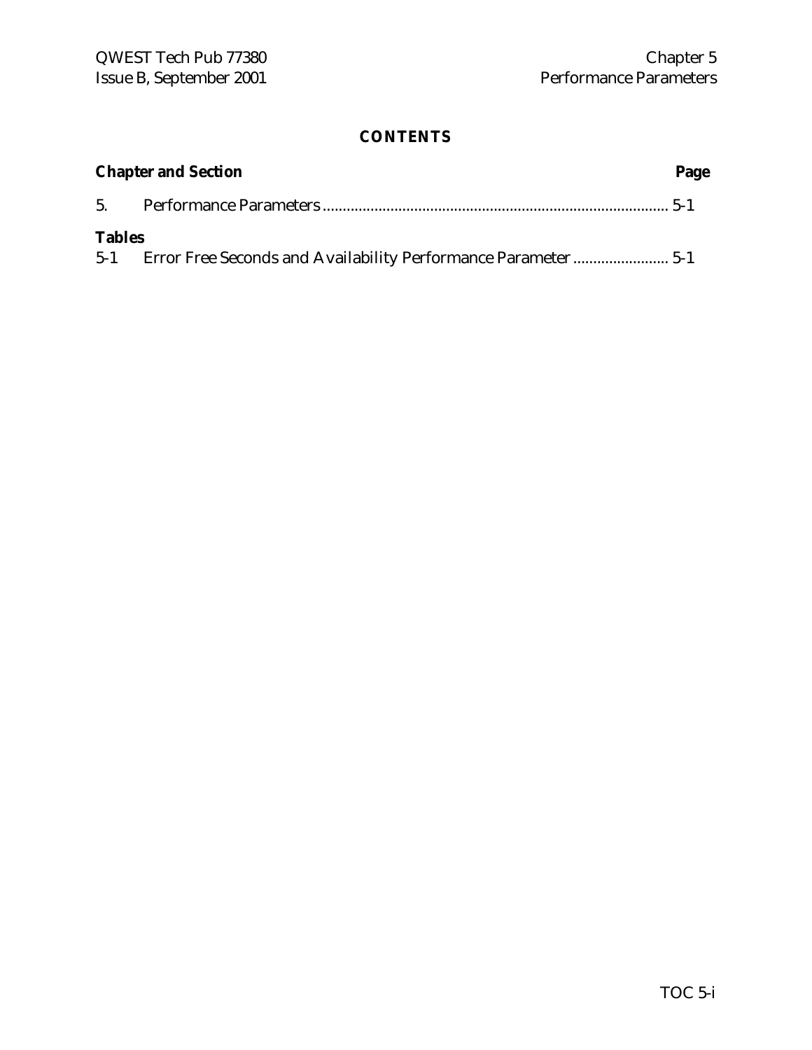## CONTENTS

| Chapter and Section | | Page |
|---|---|---|
| 5. | Performance Parameters | 5-1 |
| **Tables** | | |
| 5-1 | Error Free Seconds and Availability Performance Parameter | 5-1 |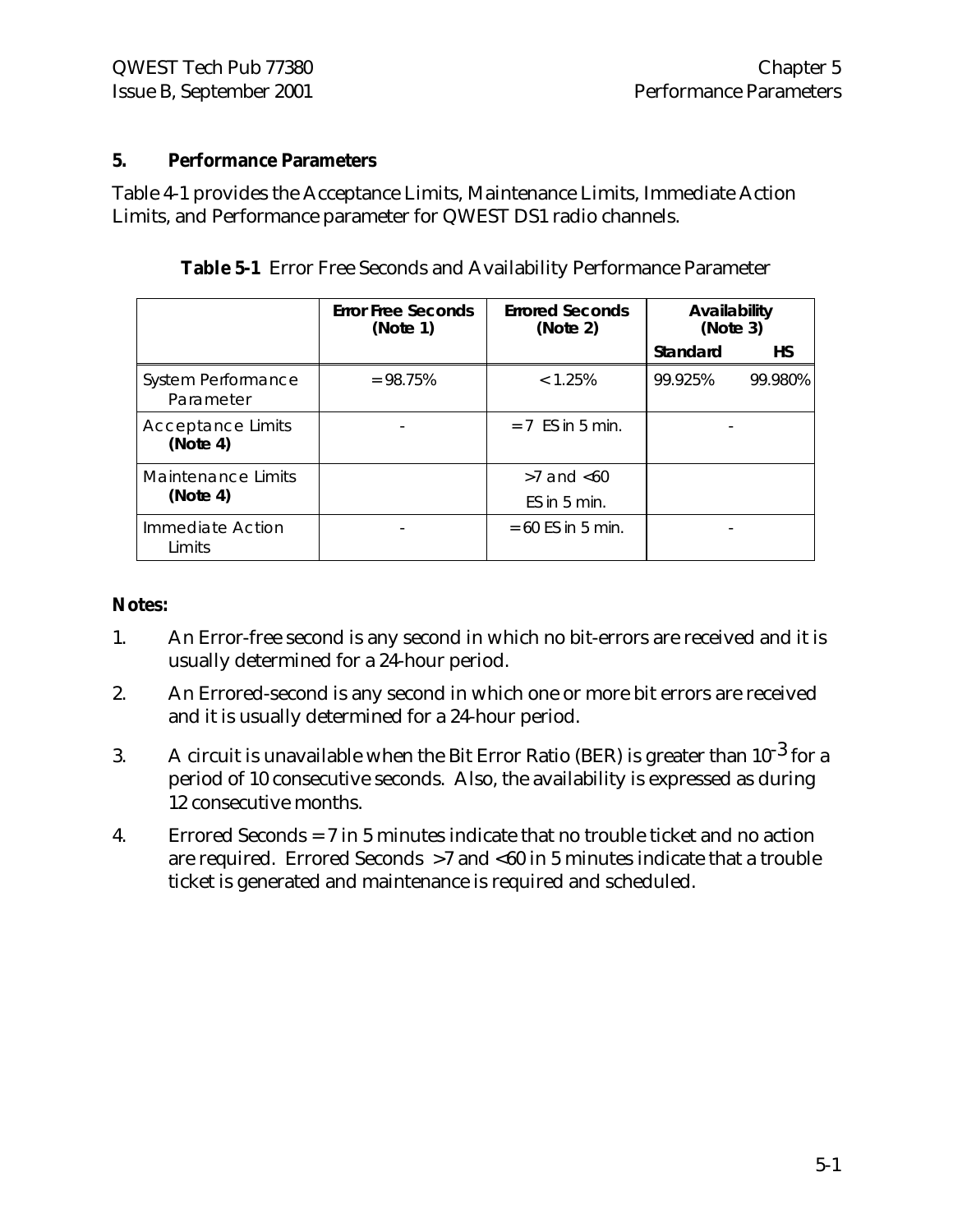# 5. Performance Parameters

Table 4-1 provides the Acceptance Limits, Maintenance Limits, Immediate Action Limits, and Performance parameter for QWEST DS1 radio channels.

**Table 5-1** Error Free Seconds and Availability Performance Parameter

| | Error Free Seconds (Note 1) | Errored Seconds (Note 2) | Availability (Note 3) | |
|---|---|---|---|---|
| | | | Standard | HS |
| System Performance Parameter | = 98.75% | < 1.25% | 99.925% | 99.980% |
| Acceptance Limits **(Note 4)** | - | = 7 ES in 5 min. | - | |
| Maintenance Limits **(Note 4)** | | >7 and <60 ES in 5 min. | | |
| Immediate Action Limits | - | = 60 ES in 5 min. | - | |

**Notes:**

1. An Error-free second is any second in which no bit-errors are received and it is usually determined for a 24-hour period.
2. An Errored-second is any second in which one or more bit errors are received and it is usually determined for a 24-hour period.
3. A circuit is unavailable when the Bit Error Ratio (BER) is greater than $10^{-3}$ for a period of 10 consecutive seconds. Also, the availability is expressed as during 12 consecutive months.
4. Errored Seconds = 7 in 5 minutes indicate that no trouble ticket and no action are required. Errored Seconds >7 and <60 in 5 minutes indicate that a trouble ticket is generated and maintenance is required and scheduled.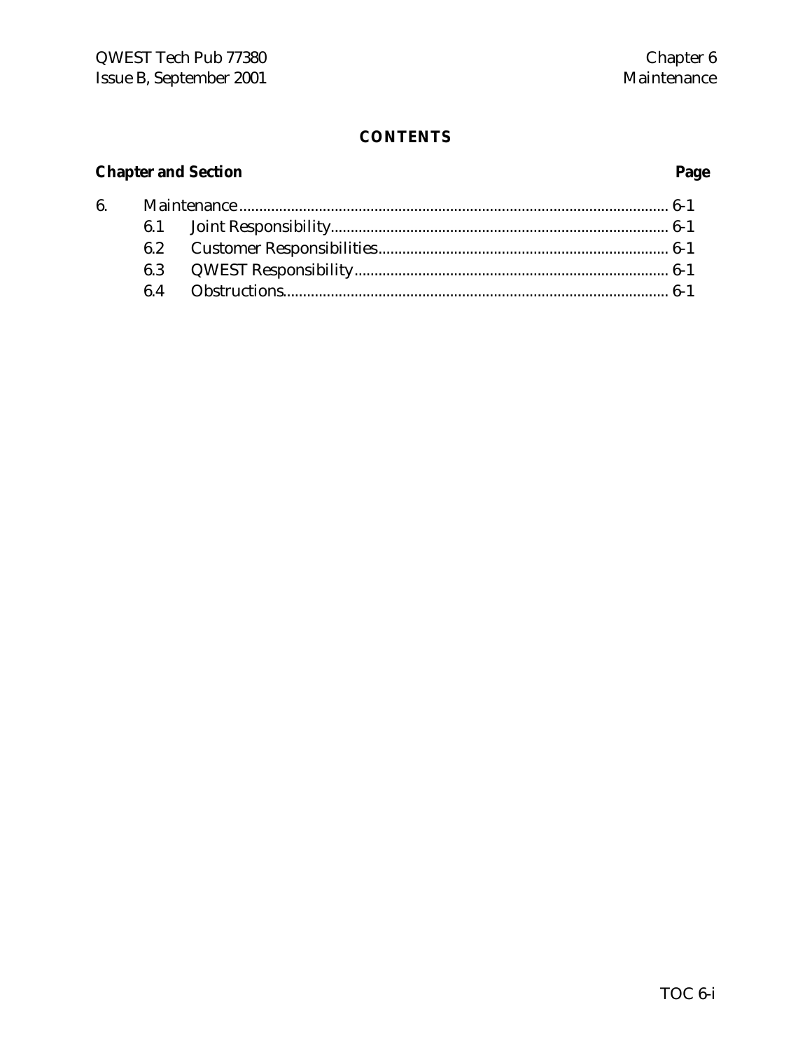# CONTENTS

| Chapter and Section | | Page |
|---|---|---|
| 6. | Maintenance | 6-1 |
| 6.1 | Joint Responsibility | 6-1 |
| 6.2 | Customer Responsibilities | 6-1 |
| 6.3 | QWEST Responsibility | 6-1 |
| 6.4 | Obstructions | 6-1 |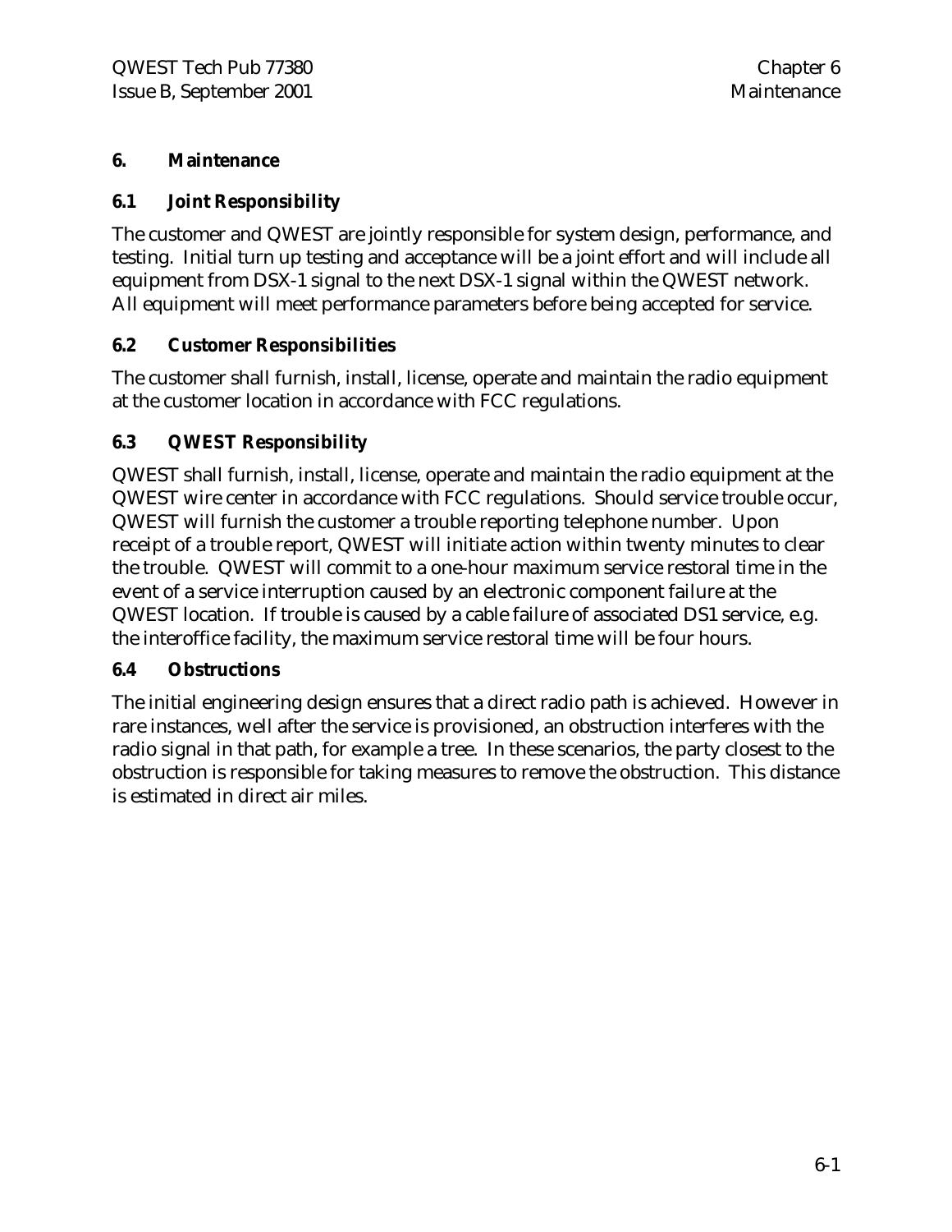# 6. Maintenance

## 6.1 Joint Responsibility

The customer and QWEST are jointly responsible for system design, performance, and testing. Initial turn up testing and acceptance will be a joint effort and will include all equipment from DSX-1 signal to the next DSX-1 signal within the QWEST network. All equipment will meet performance parameters before being accepted for service.

## 6.2 Customer Responsibilities

The customer shall furnish, install, license, operate and maintain the radio equipment at the customer location in accordance with FCC regulations.

## 6.3 QWEST Responsibility

QWEST shall furnish, install, license, operate and maintain the radio equipment at the QWEST wire center in accordance with FCC regulations. Should service trouble occur, QWEST will furnish the customer a trouble reporting telephone number. Upon receipt of a trouble report, QWEST will initiate action within twenty minutes to clear the trouble. QWEST will commit to a one-hour maximum service restoral time in the event of a service interruption caused by an electronic component failure at the QWEST location. If trouble is caused by a cable failure of associated DS1 service, e.g. the interoffice facility, the maximum service restoral time will be four hours.

## 6.4 Obstructions

The initial engineering design ensures that a direct radio path is achieved. However in rare instances, well after the service is provisioned, an obstruction interferes with the radio signal in that path, for example a tree. In these scenarios, the party closest to the obstruction is responsible for taking measures to remove the obstruction. This distance is estimated in direct air miles.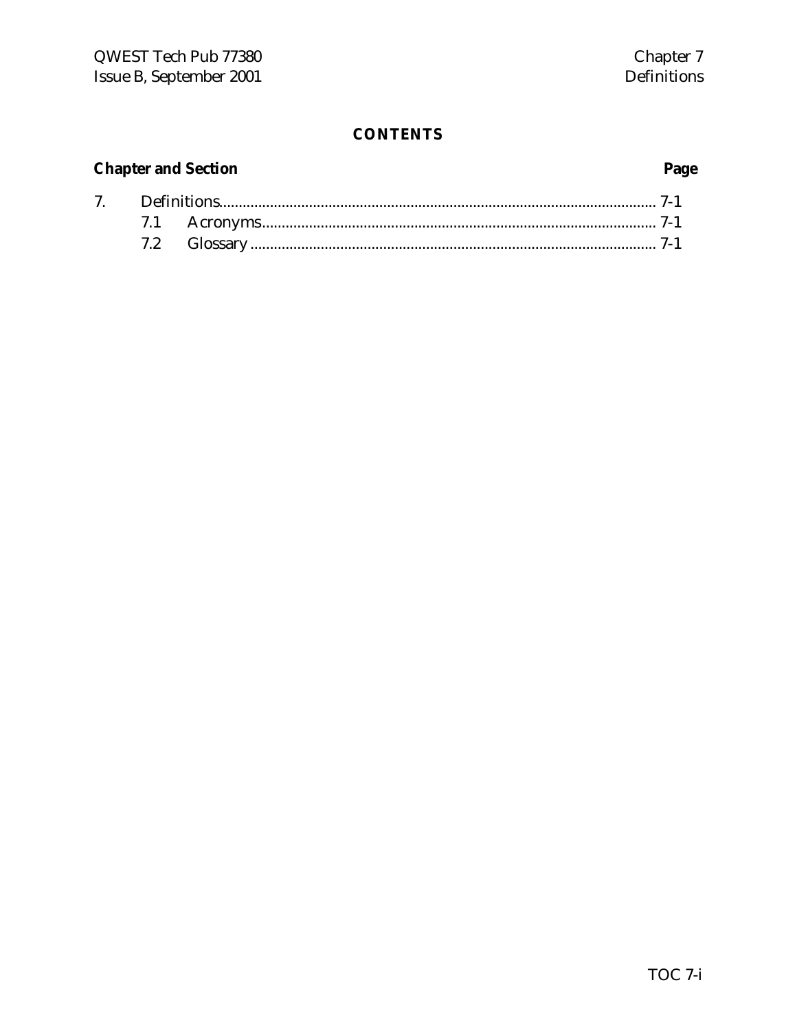# CONTENTS

**Chapter and Section** **Page**

7. Definitions............................................................................................................. 7-1
   - 7.1 Acronyms.................................................................................................... 7-1
   - 7.2 Glossary ....................................................................................................... 7-1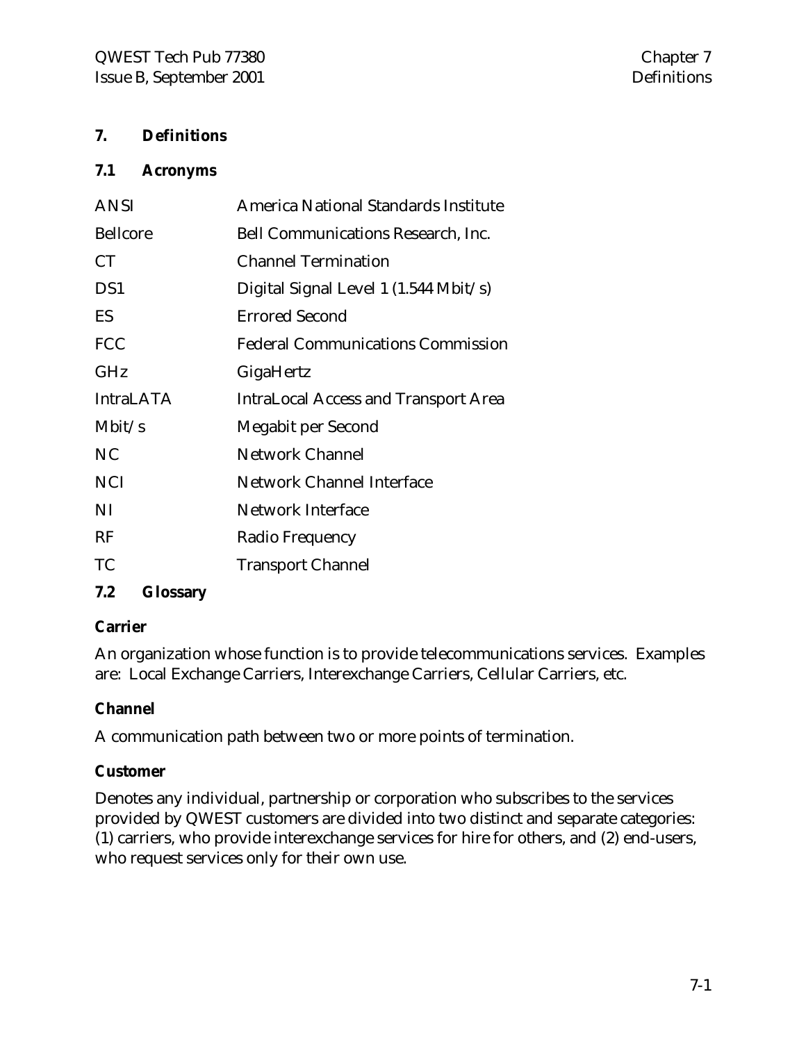## 7. Definitions

### 7.1 Acronyms

| | |
|---|---|
| ANSI | America National Standards Institute |
| Bellcore | Bell Communications Research, Inc. |
| CT | Channel Termination |
| DS1 | Digital Signal Level 1 (1.544 Mbit/s) |
| ES | Errored Second |
| FCC | Federal Communications Commission |
| GHz | GigaHertz |
| IntraLATA | IntraLocal Access and Transport Area |
| Mbit/s | Megabit per Second |
| NC | Network Channel |
| NCI | Network Channel Interface |
| NI | Network Interface |
| RF | Radio Frequency |
| TC | Transport Channel |

### 7.2 Glossary

**Carrier**

An organization whose function is to provide telecommunications services. Examples are: Local Exchange Carriers, Interexchange Carriers, Cellular Carriers, etc.

**Channel**

A communication path between two or more points of termination.

**Customer**

Denotes any individual, partnership or corporation who subscribes to the services provided by QWEST customers are divided into two distinct and separate categories: (1) carriers, who provide interexchange services for hire for others, and (2) end-users, who request services only for their own use.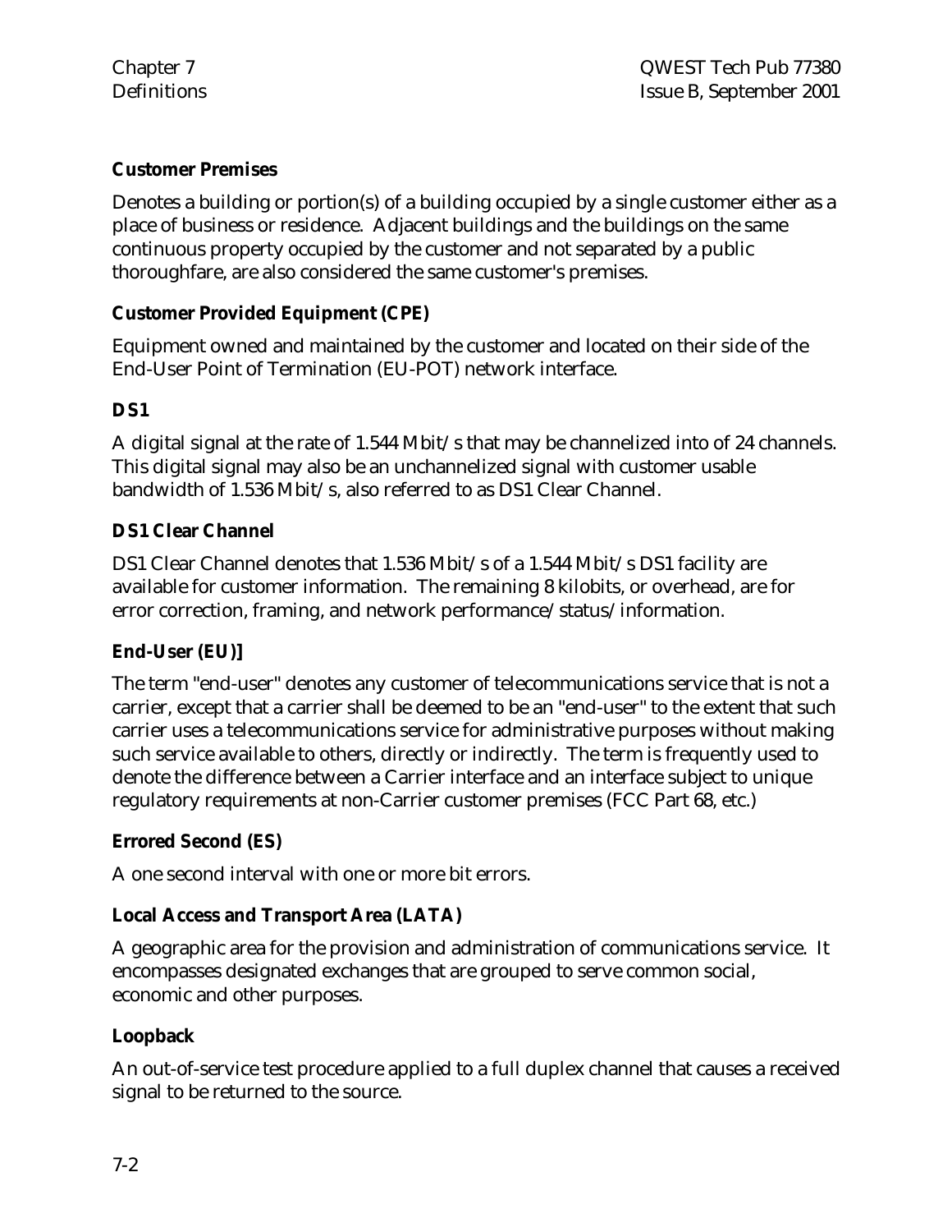**Customer Premises**

Denotes a building or portion(s) of a building occupied by a single customer either as a place of business or residence. Adjacent buildings and the buildings on the same continuous property occupied by the customer and not separated by a public thoroughfare, are also considered the same customer's premises.

**Customer Provided Equipment (CPE)**

Equipment owned and maintained by the customer and located on their side of the End-User Point of Termination (EU-POT) network interface.

**DS1**

A digital signal at the rate of 1.544 Mbit/s that may be channelized into of 24 channels. This digital signal may also be an unchannelized signal with customer usable bandwidth of 1.536 Mbit/s, also referred to as DS1 Clear Channel.

**DS1 Clear Channel**

DS1 Clear Channel denotes that 1.536 Mbit/s of a 1.544 Mbit/s DS1 facility are available for customer information. The remaining 8 kilobits, or overhead, are for error correction, framing, and network performance/status/information.

**End-User (EU)]**

The term "end-user" denotes any customer of telecommunications service that is not a carrier, except that a carrier shall be deemed to be an "end-user" to the extent that such carrier uses a telecommunications service for administrative purposes without making such service available to others, directly or indirectly. The term is frequently used to denote the difference between a Carrier interface and an interface subject to unique regulatory requirements at non-Carrier customer premises (FCC Part 68, etc.)

**Errored Second (ES)**

A one second interval with one or more bit errors.

**Local Access and Transport Area (LATA)**

A geographic area for the provision and administration of communications service. It encompasses designated exchanges that are grouped to serve common social, economic and other purposes.

**Loopback**

An out-of-service test procedure applied to a full duplex channel that causes a received signal to be returned to the source.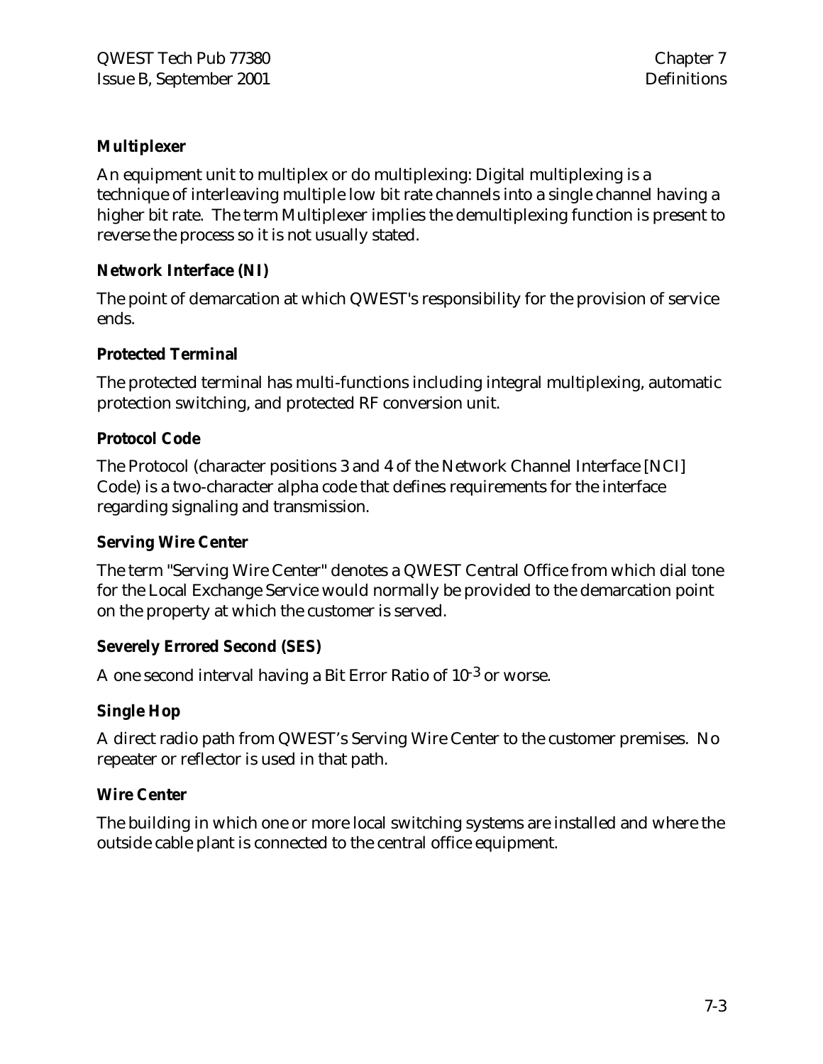**Multiplexer**

An equipment unit to multiplex or do multiplexing: Digital multiplexing is a technique of interleaving multiple low bit rate channels into a single channel having a higher bit rate. The term Multiplexer implies the demultiplexing function is present to reverse the process so it is not usually stated.

**Network Interface (NI)**

The point of demarcation at which QWEST's responsibility for the provision of service ends.

**Protected Terminal**

The protected terminal has multi-functions including integral multiplexing, automatic protection switching, and protected RF conversion unit.

**Protocol Code**

The Protocol (character positions 3 and 4 of the Network Channel Interface [NCI] Code) is a two-character alpha code that defines requirements for the interface regarding signaling and transmission.

**Serving Wire Center**

The term "Serving Wire Center" denotes a QWEST Central Office from which dial tone for the Local Exchange Service would normally be provided to the demarcation point on the property at which the customer is served.

**Severely Errored Second (SES)**

A one second interval having a Bit Error Ratio of $10^{-3}$ or worse.

**Single Hop**

A direct radio path from QWEST's Serving Wire Center to the customer premises. No repeater or reflector is used in that path.

**Wire Center**

The building in which one or more local switching systems are installed and where the outside cable plant is connected to the central office equipment.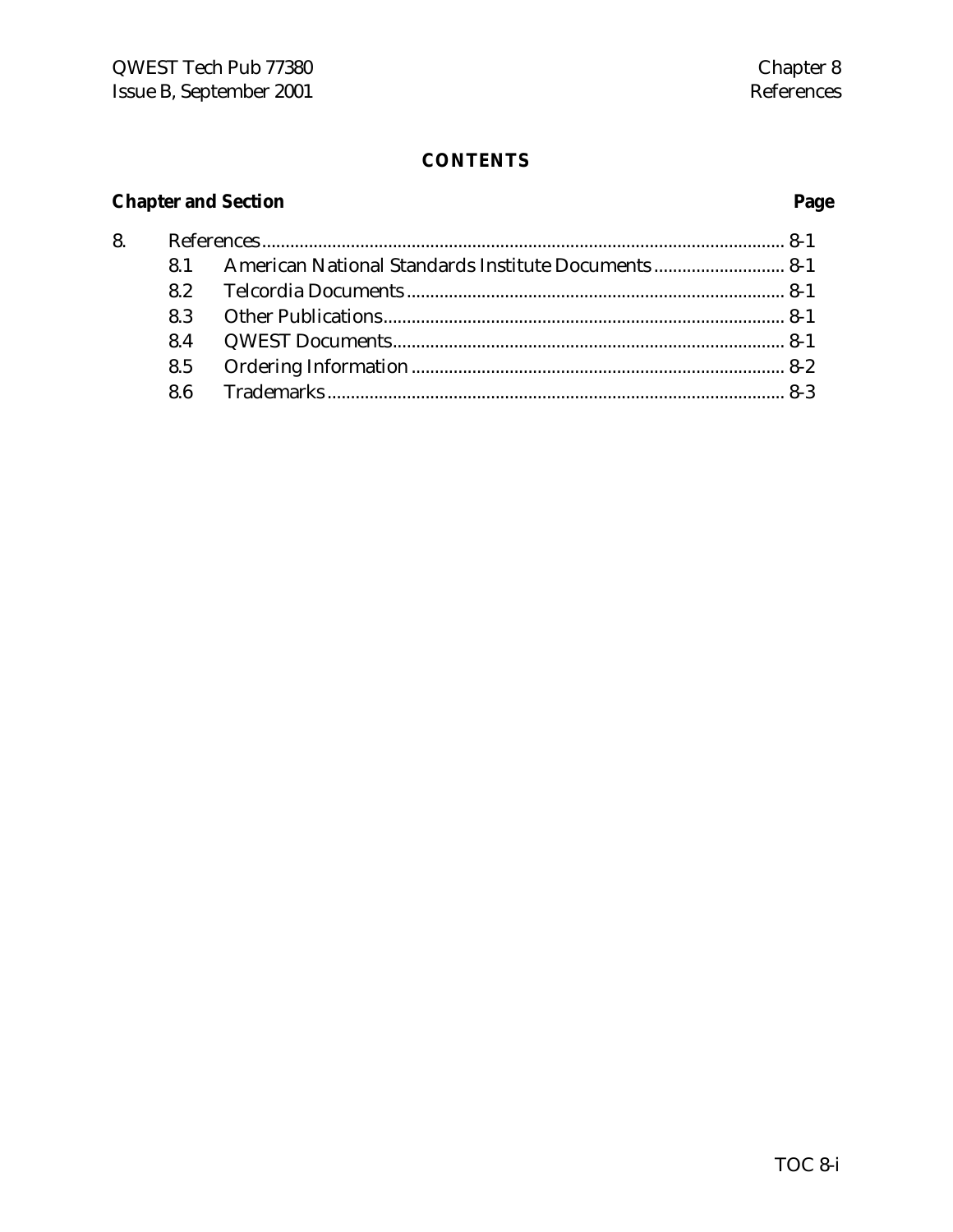## CONTENTS

| Chapter and Section | | Page |
|---|---|---|
| 8. | References | 8-1 |
| 8.1 | American National Standards Institute Documents | 8-1 |
| 8.2 | Telcordia Documents | 8-1 |
| 8.3 | Other Publications | 8-1 |
| 8.4 | QWEST Documents | 8-1 |
| 8.5 | Ordering Information | 8-2 |
| 8.6 | Trademarks | 8-3 |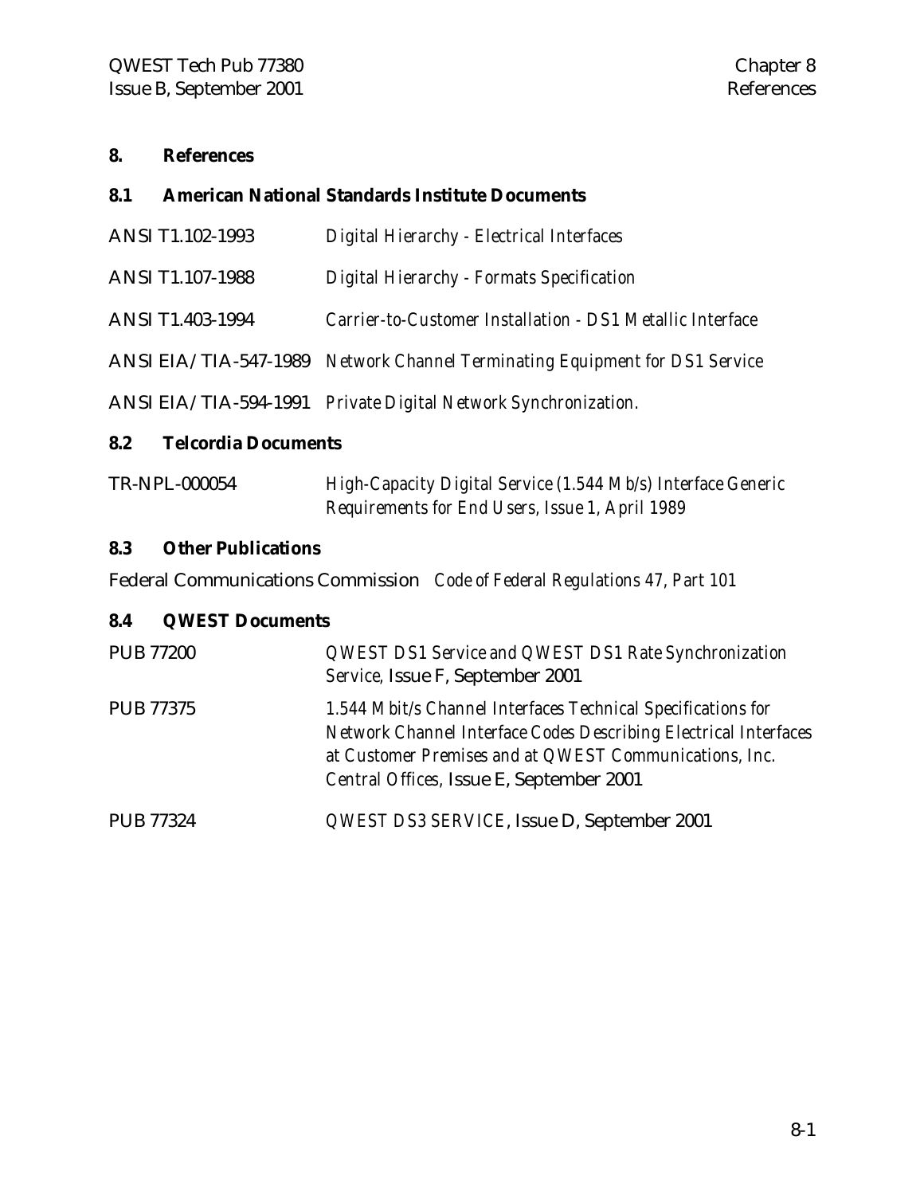# 8. References

## 8.1 American National Standards Institute Documents

| | |
|---|---|
| ANSI T1.102-1993 | *Digital Hierarchy - Electrical Interfaces* |
| ANSI T1.107-1988 | *Digital Hierarchy - Formats Specification* |
| ANSI T1.403-1994 | *Carrier-to-Customer Installation - DS1 Metallic Interface* |
| ANSI EIA/TIA-547-1989 | *Network Channel Terminating Equipment for DS1 Service* |
| ANSI EIA/TIA-594-1991 | *Private Digital Network Synchronization.* |

## 8.2 Telcordia Documents

| | |
|---|---|
| TR-NPL-000054 | *High-Capacity Digital Service (1.544 Mb/s) Interface Generic Requirements for End Users, Issue 1, April 1989* |

## 8.3 Other Publications

Federal Communications Commission *Code of Federal Regulations 47, Part 101*

## 8.4 QWEST Documents

| | |
|---|---|
| PUB 77200 | *QWEST DS1 Service and QWEST DS1 Rate Synchronization Service,* Issue F, September 2001 |
| PUB 77375 | *1.544 Mbit/s Channel Interfaces Technical Specifications for Network Channel Interface Codes Describing Electrical Interfaces at Customer Premises and at QWEST Communications, Inc. Central Offices,* Issue E, September 2001 |
| PUB 77324 | *QWEST DS3 SERVICE*, Issue D, September 2001 |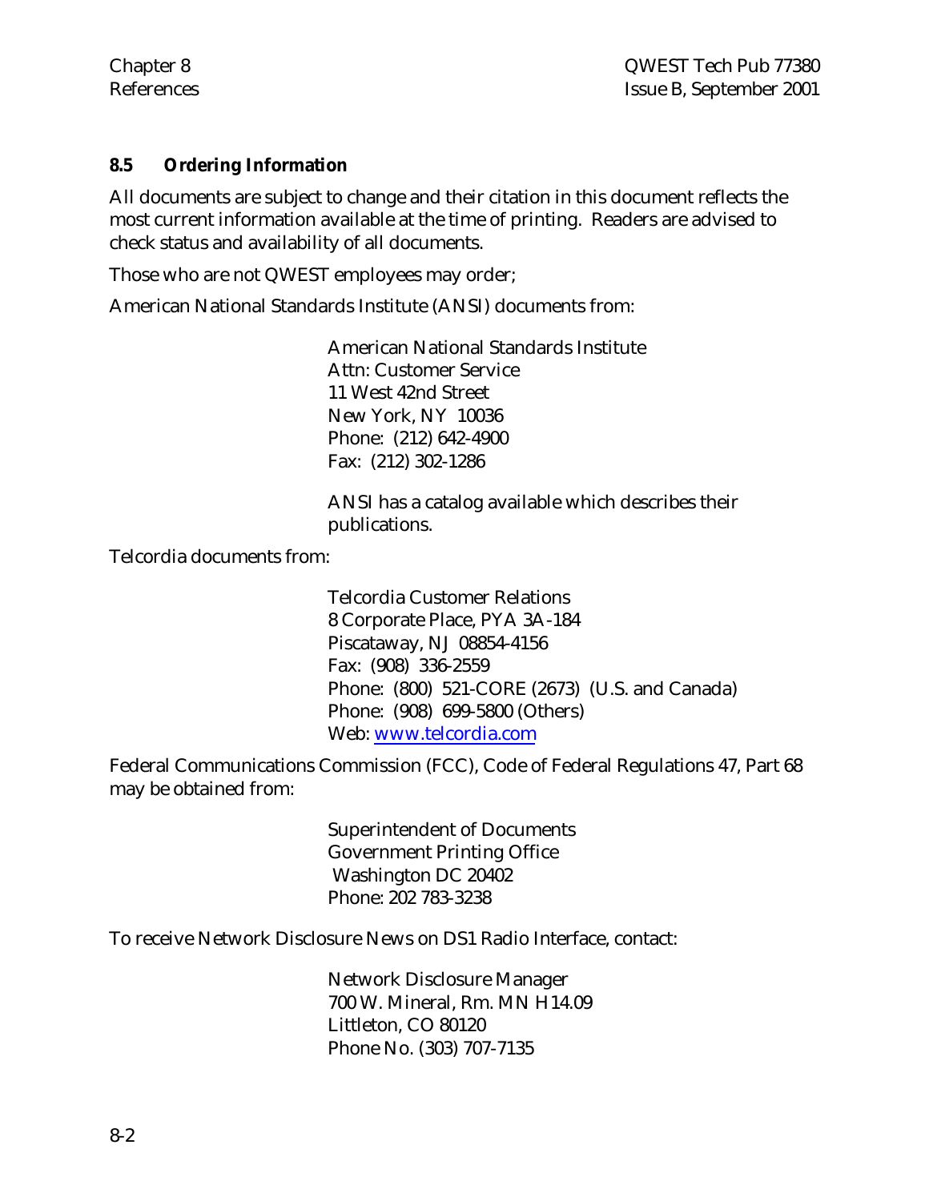## 8.5 Ordering Information

All documents are subject to change and their citation in this document reflects the most current information available at the time of printing. Readers are advised to check status and availability of all documents.

Those who are not QWEST employees may order;

American National Standards Institute (ANSI) documents from:

> American National Standards Institute
> Attn: Customer Service
> 11 West 42nd Street
> New York, NY 10036
> Phone: (212) 642-4900
> Fax: (212) 302-1286
>
> ANSI has a catalog available which describes their publications.

Telcordia documents from:

> Telcordia Customer Relations
> 8 Corporate Place, PYA 3A-184
> Piscataway, NJ 08854-4156
> Fax: (908) 336-2559
> Phone: (800) 521-CORE (2673) (U.S. and Canada)
> Phone: (908) 699-5800 (Others)
> Web: www.telcordia.com

Federal Communications Commission (FCC), Code of Federal Regulations 47, Part 68 may be obtained from:

> Superintendent of Documents
> Government Printing Office
> Washington DC 20402
> Phone: 202 783-3238

To receive Network Disclosure News on DS1 Radio Interface, contact:

> Network Disclosure Manager
> 700 W. Mineral, Rm. MN H14.09
> Littleton, CO 80120
> Phone No. (303) 707-7135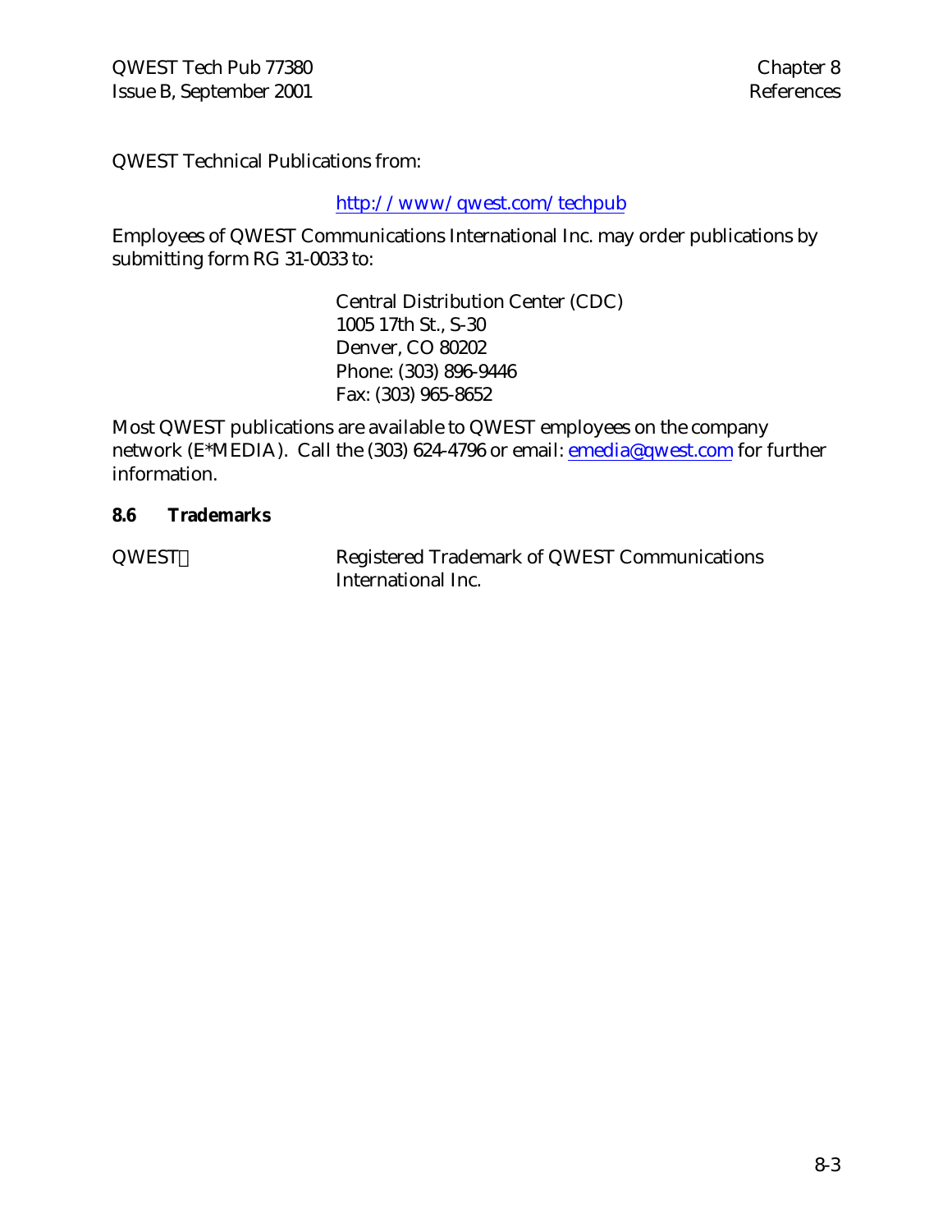QWEST Technical Publications from:

http://www/qwest.com/techpub

Employees of QWEST Communications International Inc. may order publications by submitting form RG 31-0033 to:

Central Distribution Center (CDC)
1005 17th St., S-30
Denver, CO 80202
Phone: (303) 896-9446
Fax: (303) 965-8652

Most QWEST publications are available to QWEST employees on the company network (E*MEDIA). Call the (303) 624-4796 or email: emedia@qwest.com for further information.

## 8.6 Trademarks

| | |
|---|---|
| QWEST® | Registered Trademark of QWEST Communications International Inc. |